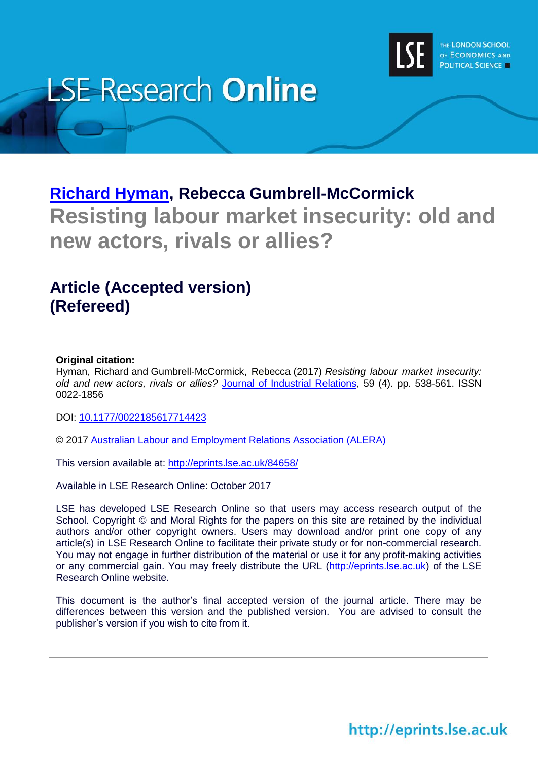LSE Research **Online**

THE LONDON SCHOOL OF ECONOMICS AND POLITICAL SCIENCE

# [Richard Hyman](http://www.lse.ac.uk/researchAndExpertise/Experts/profile.aspx?KeyValue=r.hyman@lse.ac.uk), Rebecca Gumbrell-McCormick

# Resisting labour market insecurity: old and new actors, rivals or allies?

## Article (Accepted version) (Refereed)

**Original citation:**
Hyman, Richard and Gumbrell-McCormick, Rebecca (2017) *Resisting labour market insecurity: old and new actors, rivals or allies?* Journal of Industrial Relations, 59 (4). pp. 538-561. ISSN 0022-1856

DOI: 10.1177/0022185617714423

© 2017 Australian Labour and Employment Relations Association (ALERA)

This version available at: http://eprints.lse.ac.uk/84658/

Available in LSE Research Online: October 2017

LSE has developed LSE Research Online so that users may access research output of the School. Copyright © and Moral Rights for the papers on this site are retained by the individual authors and/or other copyright owners. Users may download and/or print one copy of any article(s) in LSE Research Online to facilitate their private study or for non-commercial research. You may not engage in further distribution of the material or use it for any profit-making activities or any commercial gain. You may freely distribute the URL (http://eprints.lse.ac.uk) of the LSE Research Online website.

This document is the author's final accepted version of the journal article. There may be differences between this version and the published version. You are advised to consult the publisher's version if you wish to cite from it.

http://eprints.lse.ac.uk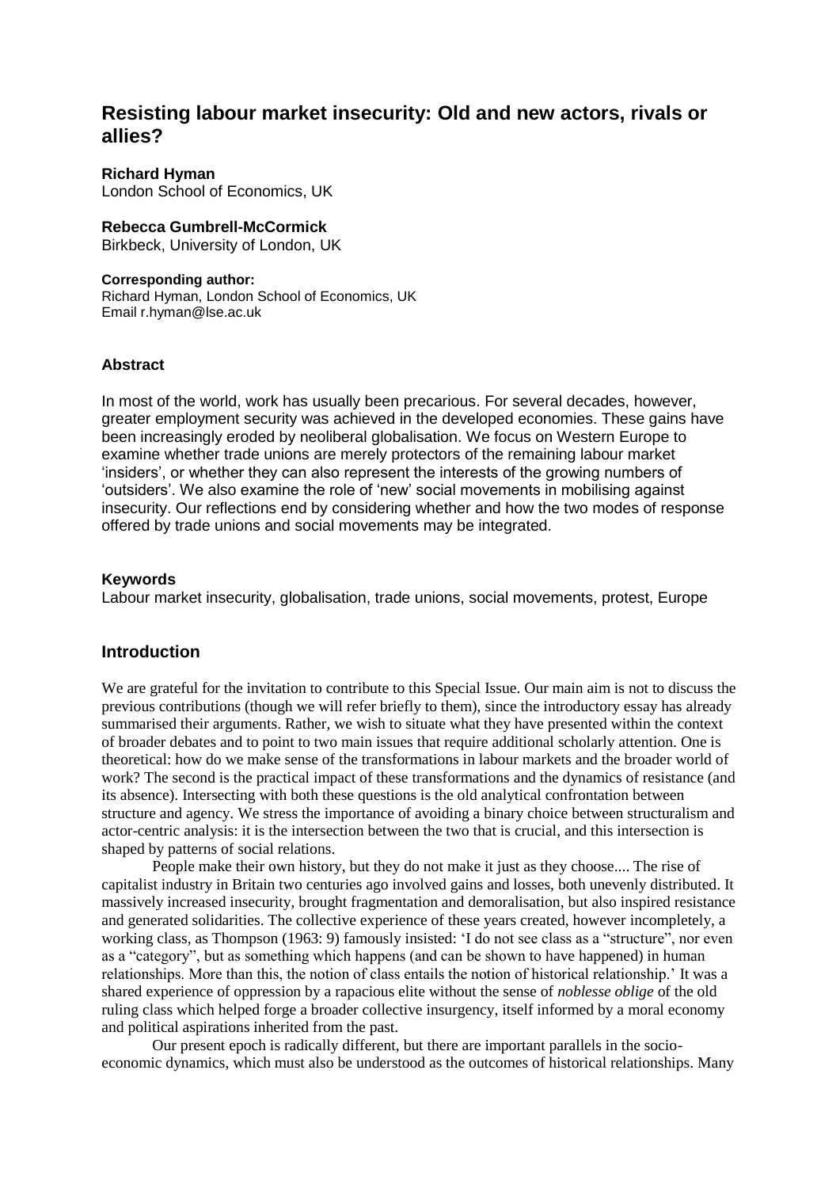# Resisting labour market insecurity: Old and new actors, rivals or allies?

**Richard Hyman**
London School of Economics, UK

**Rebecca Gumbrell-McCormick**
Birkbeck, University of London, UK

**Corresponding author:**
Richard Hyman, London School of Economics, UK
Email r.hyman@lse.ac.uk

### Abstract

In most of the world, work has usually been precarious. For several decades, however, greater employment security was achieved in the developed economies. These gains have been increasingly eroded by neoliberal globalisation. We focus on Western Europe to examine whether trade unions are merely protectors of the remaining labour market 'insiders', or whether they can also represent the interests of the growing numbers of 'outsiders'. We also examine the role of 'new' social movements in mobilising against insecurity. Our reflections end by considering whether and how the two modes of response offered by trade unions and social movements may be integrated.

### Keywords

Labour market insecurity, globalisation, trade unions, social movements, protest, Europe

## Introduction

We are grateful for the invitation to contribute to this Special Issue. Our main aim is not to discuss the previous contributions (though we will refer briefly to them), since the introductory essay has already summarised their arguments. Rather, we wish to situate what they have presented within the context of broader debates and to point to two main issues that require additional scholarly attention. One is theoretical: how do we make sense of the transformations in labour markets and the broader world of work? The second is the practical impact of these transformations and the dynamics of resistance (and its absence). Intersecting with both these questions is the old analytical confrontation between structure and agency. We stress the importance of avoiding a binary choice between structuralism and actor-centric analysis: it is the intersection between the two that is crucial, and this intersection is shaped by patterns of social relations.

People make their own history, but they do not make it just as they choose.... The rise of capitalist industry in Britain two centuries ago involved gains and losses, both unevenly distributed. It massively increased insecurity, brought fragmentation and demoralisation, but also inspired resistance and generated solidarities. The collective experience of these years created, however incompletely, a working class, as Thompson (1963: 9) famously insisted: 'I do not see class as a "structure", nor even as a "category", but as something which happens (and can be shown to have happened) in human relationships. More than this, the notion of class entails the notion of historical relationship.' It was a shared experience of oppression by a rapacious elite without the sense of *noblesse oblige* of the old ruling class which helped forge a broader collective insurgency, itself informed by a moral economy and political aspirations inherited from the past.

Our present epoch is radically different, but there are important parallels in the socio-economic dynamics, which must also be understood as the outcomes of historical relationships. Many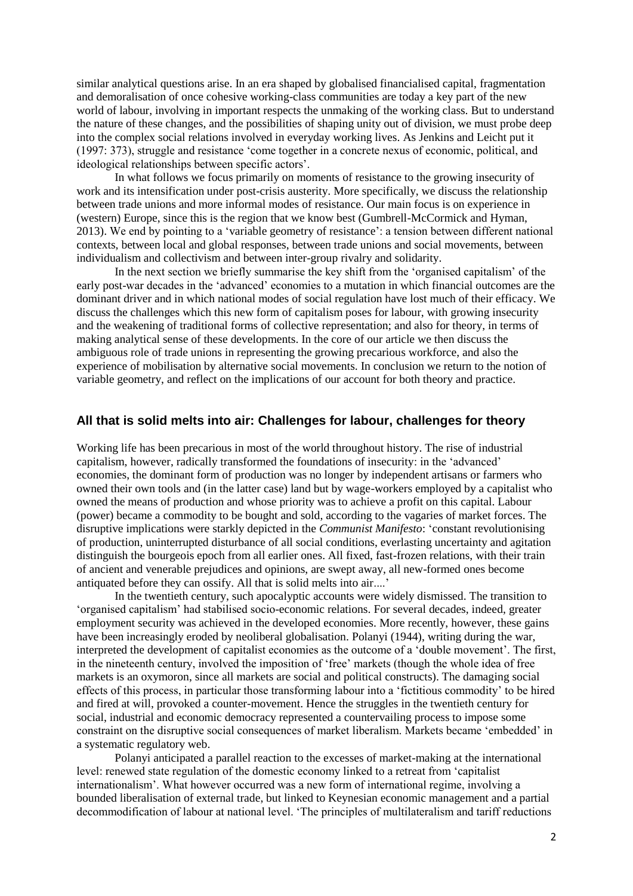similar analytical questions arise. In an era shaped by globalised financialised capital, fragmentation and demoralisation of once cohesive working-class communities are today a key part of the new world of labour, involving in important respects the unmaking of the working class. But to understand the nature of these changes, and the possibilities of shaping unity out of division, we must probe deep into the complex social relations involved in everyday working lives. As Jenkins and Leicht put it (1997: 373), struggle and resistance 'come together in a concrete nexus of economic, political, and ideological relationships between specific actors'.

In what follows we focus primarily on moments of resistance to the growing insecurity of work and its intensification under post-crisis austerity. More specifically, we discuss the relationship between trade unions and more informal modes of resistance. Our main focus is on experience in (western) Europe, since this is the region that we know best (Gumbrell-McCormick and Hyman, 2013). We end by pointing to a 'variable geometry of resistance': a tension between different national contexts, between local and global responses, between trade unions and social movements, between individualism and collectivism and between inter-group rivalry and solidarity.

In the next section we briefly summarise the key shift from the 'organised capitalism' of the early post-war decades in the 'advanced' economies to a mutation in which financial outcomes are the dominant driver and in which national modes of social regulation have lost much of their efficacy. We discuss the challenges which this new form of capitalism poses for labour, with growing insecurity and the weakening of traditional forms of collective representation; and also for theory, in terms of making analytical sense of these developments. In the core of our article we then discuss the ambiguous role of trade unions in representing the growing precarious workforce, and also the experience of mobilisation by alternative social movements. In conclusion we return to the notion of variable geometry, and reflect on the implications of our account for both theory and practice.

## All that is solid melts into air: Challenges for labour, challenges for theory

Working life has been precarious in most of the world throughout history. The rise of industrial capitalism, however, radically transformed the foundations of insecurity: in the 'advanced' economies, the dominant form of production was no longer by independent artisans or farmers who owned their own tools and (in the latter case) land but by wage-workers employed by a capitalist who owned the means of production and whose priority was to achieve a profit on this capital. Labour (power) became a commodity to be bought and sold, according to the vagaries of market forces. The disruptive implications were starkly depicted in the *Communist Manifesto*: 'constant revolutionising of production, uninterrupted disturbance of all social conditions, everlasting uncertainty and agitation distinguish the bourgeois epoch from all earlier ones. All fixed, fast-frozen relations, with their train of ancient and venerable prejudices and opinions, are swept away, all new-formed ones become antiquated before they can ossify. All that is solid melts into air....'

In the twentieth century, such apocalyptic accounts were widely dismissed. The transition to 'organised capitalism' had stabilised socio-economic relations. For several decades, indeed, greater employment security was achieved in the developed economies. More recently, however, these gains have been increasingly eroded by neoliberal globalisation. Polanyi (1944), writing during the war, interpreted the development of capitalist economies as the outcome of a 'double movement'. The first, in the nineteenth century, involved the imposition of 'free' markets (though the whole idea of free markets is an oxymoron, since all markets are social and political constructs). The damaging social effects of this process, in particular those transforming labour into a 'fictitious commodity' to be hired and fired at will, provoked a counter-movement. Hence the struggles in the twentieth century for social, industrial and economic democracy represented a countervailing process to impose some constraint on the disruptive social consequences of market liberalism. Markets became 'embedded' in a systematic regulatory web.

Polanyi anticipated a parallel reaction to the excesses of market-making at the international level: renewed state regulation of the domestic economy linked to a retreat from 'capitalist internationalism'. What however occurred was a new form of international regime, involving a bounded liberalisation of external trade, but linked to Keynesian economic management and a partial decommodification of labour at national level. 'The principles of multilateralism and tariff reductions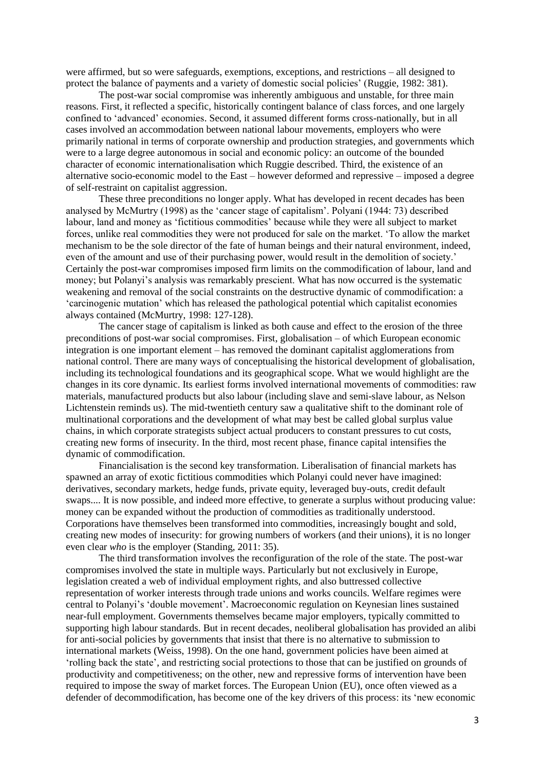were affirmed, but so were safeguards, exemptions, exceptions, and restrictions – all designed to protect the balance of payments and a variety of domestic social policies' (Ruggie, 1982: 381).

The post-war social compromise was inherently ambiguous and unstable, for three main reasons. First, it reflected a specific, historically contingent balance of class forces, and one largely confined to 'advanced' economies. Second, it assumed different forms cross-nationally, but in all cases involved an accommodation between national labour movements, employers who were primarily national in terms of corporate ownership and production strategies, and governments which were to a large degree autonomous in social and economic policy: an outcome of the bounded character of economic internationalisation which Ruggie described. Third, the existence of an alternative socio-economic model to the East – however deformed and repressive – imposed a degree of self-restraint on capitalist aggression.

These three preconditions no longer apply. What has developed in recent decades has been analysed by McMurtry (1998) as the 'cancer stage of capitalism'. Polyani (1944: 73) described labour, land and money as 'fictitious commodities' because while they were all subject to market forces, unlike real commodities they were not produced for sale on the market. 'To allow the market mechanism to be the sole director of the fate of human beings and their natural environment, indeed, even of the amount and use of their purchasing power, would result in the demolition of society.' Certainly the post-war compromises imposed firm limits on the commodification of labour, land and money; but Polanyi's analysis was remarkably prescient. What has now occurred is the systematic weakening and removal of the social constraints on the destructive dynamic of commodification: a 'carcinogenic mutation' which has released the pathological potential which capitalist economies always contained (McMurtry, 1998: 127-128).

The cancer stage of capitalism is linked as both cause and effect to the erosion of the three preconditions of post-war social compromises. First, globalisation – of which European economic integration is one important element – has removed the dominant capitalist agglomerations from national control. There are many ways of conceptualising the historical development of globalisation, including its technological foundations and its geographical scope. What we would highlight are the changes in its core dynamic. Its earliest forms involved international movements of commodities: raw materials, manufactured products but also labour (including slave and semi-slave labour, as Nelson Lichtenstein reminds us). The mid-twentieth century saw a qualitative shift to the dominant role of multinational corporations and the development of what may best be called global surplus value chains, in which corporate strategists subject actual producers to constant pressures to cut costs, creating new forms of insecurity. In the third, most recent phase, finance capital intensifies the dynamic of commodification.

Financialisation is the second key transformation. Liberalisation of financial markets has spawned an array of exotic fictitious commodities which Polanyi could never have imagined: derivatives, secondary markets, hedge funds, private equity, leveraged buy-outs, credit default swaps.... It is now possible, and indeed more effective, to generate a surplus without producing value: money can be expanded without the production of commodities as traditionally understood. Corporations have themselves been transformed into commodities, increasingly bought and sold, creating new modes of insecurity: for growing numbers of workers (and their unions), it is no longer even clear *who* is the employer (Standing, 2011: 35).

The third transformation involves the reconfiguration of the role of the state. The post-war compromises involved the state in multiple ways. Particularly but not exclusively in Europe, legislation created a web of individual employment rights, and also buttressed collective representation of worker interests through trade unions and works councils. Welfare regimes were central to Polanyi's 'double movement'. Macroeconomic regulation on Keynesian lines sustained near-full employment. Governments themselves became major employers, typically committed to supporting high labour standards. But in recent decades, neoliberal globalisation has provided an alibi for anti-social policies by governments that insist that there is no alternative to submission to international markets (Weiss, 1998). On the one hand, government policies have been aimed at 'rolling back the state', and restricting social protections to those that can be justified on grounds of productivity and competitiveness; on the other, new and repressive forms of intervention have been required to impose the sway of market forces. The European Union (EU), once often viewed as a defender of decommodification, has become one of the key drivers of this process: its 'new economic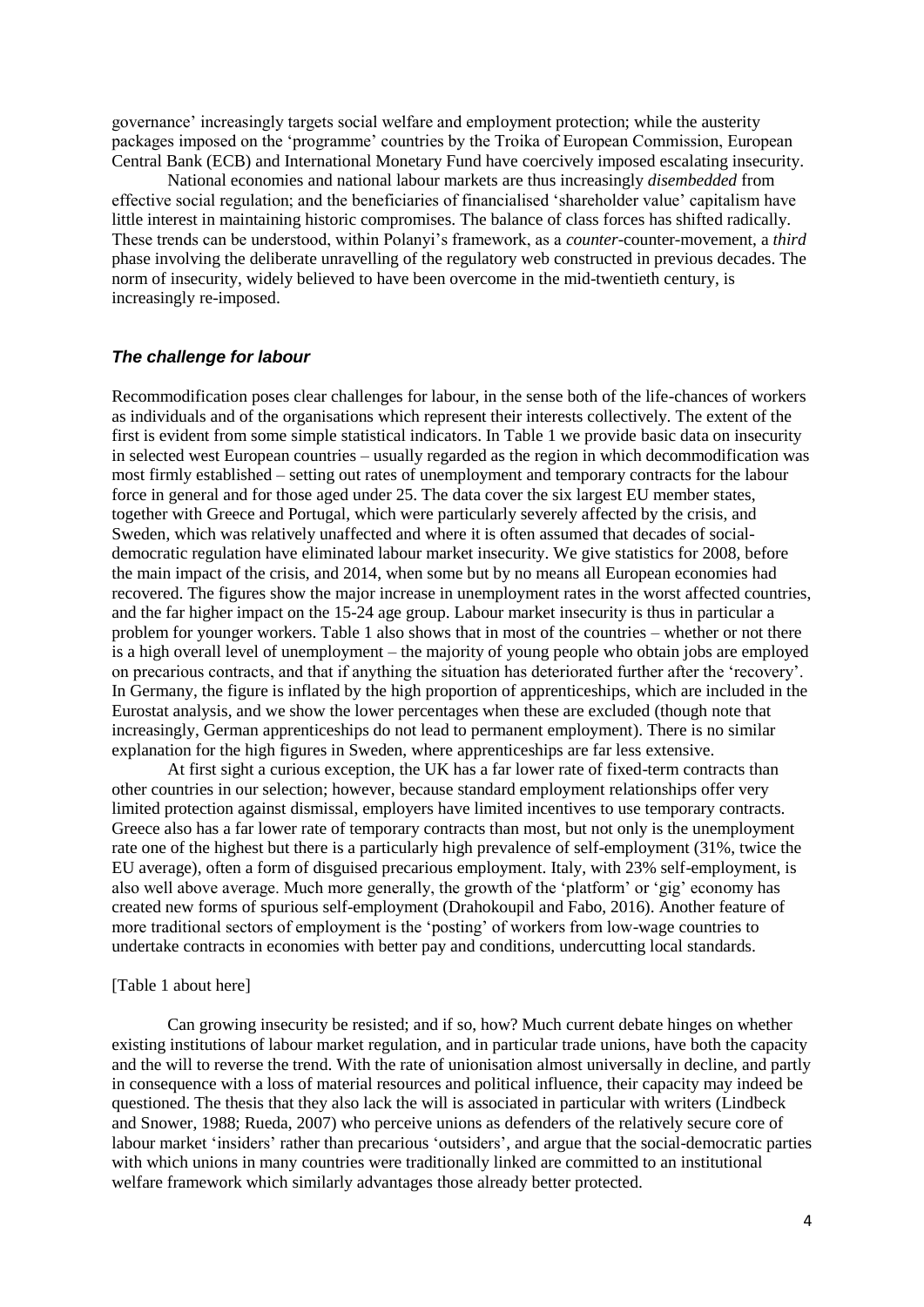governance' increasingly targets social welfare and employment protection; while the austerity packages imposed on the 'programme' countries by the Troika of European Commission, European Central Bank (ECB) and International Monetary Fund have coercively imposed escalating insecurity.

National economies and national labour markets are thus increasingly *disembedded* from effective social regulation; and the beneficiaries of financialised 'shareholder value' capitalism have little interest in maintaining historic compromises. The balance of class forces has shifted radically. These trends can be understood, within Polanyi's framework, as a *counter*-counter-movement, a *third* phase involving the deliberate unravelling of the regulatory web constructed in previous decades. The norm of insecurity, widely believed to have been overcome in the mid-twentieth century, is increasingly re-imposed.

### *The challenge for labour*

Recommodification poses clear challenges for labour, in the sense both of the life-chances of workers as individuals and of the organisations which represent their interests collectively. The extent of the first is evident from some simple statistical indicators. In Table 1 we provide basic data on insecurity in selected west European countries – usually regarded as the region in which decommodification was most firmly established – setting out rates of unemployment and temporary contracts for the labour force in general and for those aged under 25. The data cover the six largest EU member states, together with Greece and Portugal, which were particularly severely affected by the crisis, and Sweden, which was relatively unaffected and where it is often assumed that decades of social-democratic regulation have eliminated labour market insecurity. We give statistics for 2008, before the main impact of the crisis, and 2014, when some but by no means all European economies had recovered. The figures show the major increase in unemployment rates in the worst affected countries, and the far higher impact on the 15-24 age group. Labour market insecurity is thus in particular a problem for younger workers. Table 1 also shows that in most of the countries – whether or not there is a high overall level of unemployment – the majority of young people who obtain jobs are employed on precarious contracts, and that if anything the situation has deteriorated further after the 'recovery'. In Germany, the figure is inflated by the high proportion of apprenticeships, which are included in the Eurostat analysis, and we show the lower percentages when these are excluded (though note that increasingly, German apprenticeships do not lead to permanent employment). There is no similar explanation for the high figures in Sweden, where apprenticeships are far less extensive.

At first sight a curious exception, the UK has a far lower rate of fixed-term contracts than other countries in our selection; however, because standard employment relationships offer very limited protection against dismissal, employers have limited incentives to use temporary contracts. Greece also has a far lower rate of temporary contracts than most, but not only is the unemployment rate one of the highest but there is a particularly high prevalence of self-employment (31%, twice the EU average), often a form of disguised precarious employment. Italy, with 23% self-employment, is also well above average. Much more generally, the growth of the 'platform' or 'gig' economy has created new forms of spurious self-employment (Drahokoupil and Fabo, 2016). Another feature of more traditional sectors of employment is the 'posting' of workers from low-wage countries to undertake contracts in economies with better pay and conditions, undercutting local standards.

[Table 1 about here]

Can growing insecurity be resisted; and if so, how? Much current debate hinges on whether existing institutions of labour market regulation, and in particular trade unions, have both the capacity and the will to reverse the trend. With the rate of unionisation almost universally in decline, and partly in consequence with a loss of material resources and political influence, their capacity may indeed be questioned. The thesis that they also lack the will is associated in particular with writers (Lindbeck and Snower, 1988; Rueda, 2007) who perceive unions as defenders of the relatively secure core of labour market 'insiders' rather than precarious 'outsiders', and argue that the social-democratic parties with which unions in many countries were traditionally linked are committed to an institutional welfare framework which similarly advantages those already better protected.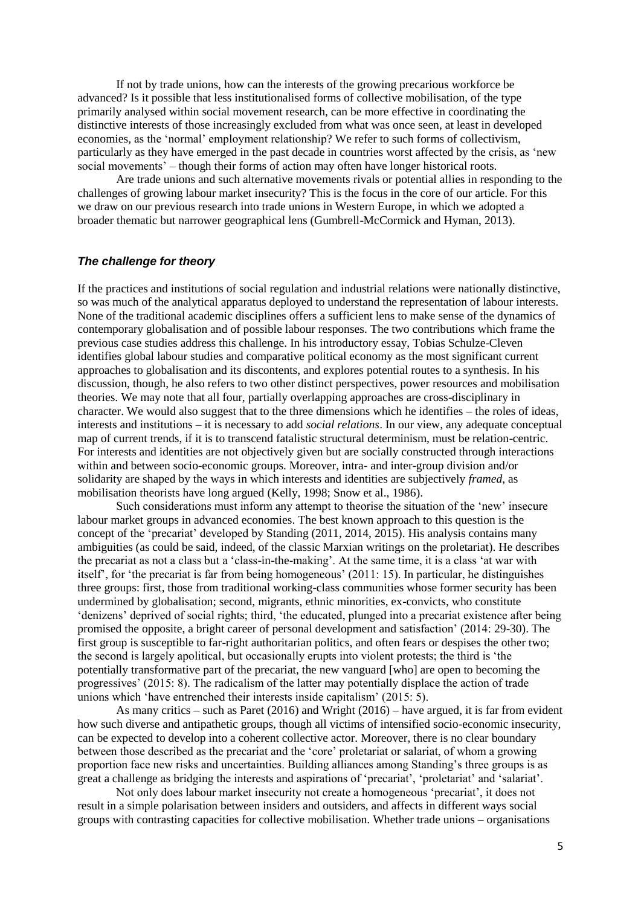If not by trade unions, how can the interests of the growing precarious workforce be advanced? Is it possible that less institutionalised forms of collective mobilisation, of the type primarily analysed within social movement research, can be more effective in coordinating the distinctive interests of those increasingly excluded from what was once seen, at least in developed economies, as the 'normal' employment relationship? We refer to such forms of collectivism, particularly as they have emerged in the past decade in countries worst affected by the crisis, as 'new social movements' – though their forms of action may often have longer historical roots.

Are trade unions and such alternative movements rivals or potential allies in responding to the challenges of growing labour market insecurity? This is the focus in the core of our article. For this we draw on our previous research into trade unions in Western Europe, in which we adopted a broader thematic but narrower geographical lens (Gumbrell-McCormick and Hyman, 2013).

### *The challenge for theory*

If the practices and institutions of social regulation and industrial relations were nationally distinctive, so was much of the analytical apparatus deployed to understand the representation of labour interests. None of the traditional academic disciplines offers a sufficient lens to make sense of the dynamics of contemporary globalisation and of possible labour responses. The two contributions which frame the previous case studies address this challenge. In his introductory essay, Tobias Schulze-Cleven identifies global labour studies and comparative political economy as the most significant current approaches to globalisation and its discontents, and explores potential routes to a synthesis. In his discussion, though, he also refers to two other distinct perspectives, power resources and mobilisation theories. We may note that all four, partially overlapping approaches are cross-disciplinary in character. We would also suggest that to the three dimensions which he identifies – the roles of ideas, interests and institutions – it is necessary to add *social relations*. In our view, any adequate conceptual map of current trends, if it is to transcend fatalistic structural determinism, must be relation-centric. For interests and identities are not objectively given but are socially constructed through interactions within and between socio-economic groups. Moreover, intra- and inter-group division and/or solidarity are shaped by the ways in which interests and identities are subjectively *framed*, as mobilisation theorists have long argued (Kelly, 1998; Snow et al., 1986).

Such considerations must inform any attempt to theorise the situation of the 'new' insecure labour market groups in advanced economies. The best known approach to this question is the concept of the 'precariat' developed by Standing (2011, 2014, 2015). His analysis contains many ambiguities (as could be said, indeed, of the classic Marxian writings on the proletariat). He describes the precariat as not a class but a 'class-in-the-making'. At the same time, it is a class 'at war with itself', for 'the precariat is far from being homogeneous' (2011: 15). In particular, he distinguishes three groups: first, those from traditional working-class communities whose former security has been undermined by globalisation; second, migrants, ethnic minorities, ex-convicts, who constitute 'denizens' deprived of social rights; third, 'the educated, plunged into a precariat existence after being promised the opposite, a bright career of personal development and satisfaction' (2014: 29-30). The first group is susceptible to far-right authoritarian politics, and often fears or despises the other two; the second is largely apolitical, but occasionally erupts into violent protests; the third is 'the potentially transformative part of the precariat, the new vanguard [who] are open to becoming the progressives' (2015: 8). The radicalism of the latter may potentially displace the action of trade unions which 'have entrenched their interests inside capitalism' (2015: 5).

As many critics – such as Paret (2016) and Wright (2016) – have argued, it is far from evident how such diverse and antipathetic groups, though all victims of intensified socio-economic insecurity, can be expected to develop into a coherent collective actor. Moreover, there is no clear boundary between those described as the precariat and the 'core' proletariat or salariat, of whom a growing proportion face new risks and uncertainties. Building alliances among Standing's three groups is as great a challenge as bridging the interests and aspirations of 'precariat', 'proletariat' and 'salariat'.

Not only does labour market insecurity not create a homogeneous 'precariat', it does not result in a simple polarisation between insiders and outsiders, and affects in different ways social groups with contrasting capacities for collective mobilisation. Whether trade unions – organisations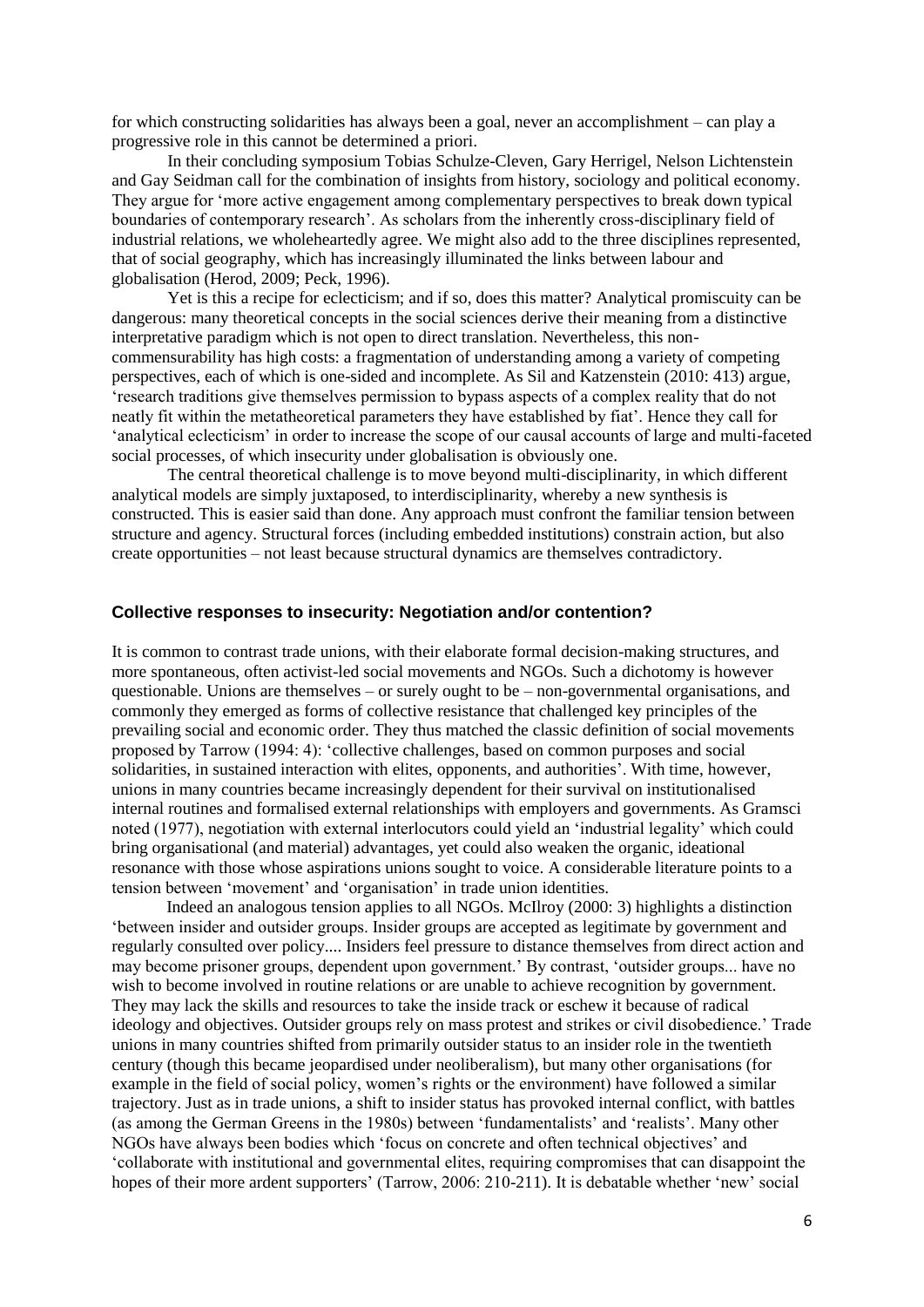for which constructing solidarities has always been a goal, never an accomplishment – can play a progressive role in this cannot be determined a priori.

In their concluding symposium Tobias Schulze-Cleven, Gary Herrigel, Nelson Lichtenstein and Gay Seidman call for the combination of insights from history, sociology and political economy. They argue for 'more active engagement among complementary perspectives to break down typical boundaries of contemporary research'. As scholars from the inherently cross-disciplinary field of industrial relations, we wholeheartedly agree. We might also add to the three disciplines represented, that of social geography, which has increasingly illuminated the links between labour and globalisation (Herod, 2009; Peck, 1996).

Yet is this a recipe for eclecticism; and if so, does this matter? Analytical promiscuity can be dangerous: many theoretical concepts in the social sciences derive their meaning from a distinctive interpretative paradigm which is not open to direct translation. Nevertheless, this non-commensurability has high costs: a fragmentation of understanding among a variety of competing perspectives, each of which is one-sided and incomplete. As Sil and Katzenstein (2010: 413) argue, 'research traditions give themselves permission to bypass aspects of a complex reality that do not neatly fit within the metatheoretical parameters they have established by fiat'. Hence they call for 'analytical eclecticism' in order to increase the scope of our causal accounts of large and multi-faceted social processes, of which insecurity under globalisation is obviously one.

The central theoretical challenge is to move beyond multi-disciplinarity, in which different analytical models are simply juxtaposed, to interdisciplinarity, whereby a new synthesis is constructed. This is easier said than done. Any approach must confront the familiar tension between structure and agency. Structural forces (including embedded institutions) constrain action, but also create opportunities – not least because structural dynamics are themselves contradictory.

## Collective responses to insecurity: Negotiation and/or contention?

It is common to contrast trade unions, with their elaborate formal decision-making structures, and more spontaneous, often activist-led social movements and NGOs. Such a dichotomy is however questionable. Unions are themselves – or surely ought to be – non-governmental organisations, and commonly they emerged as forms of collective resistance that challenged key principles of the prevailing social and economic order. They thus matched the classic definition of social movements proposed by Tarrow (1994: 4): 'collective challenges, based on common purposes and social solidarities, in sustained interaction with elites, opponents, and authorities'. With time, however, unions in many countries became increasingly dependent for their survival on institutionalised internal routines and formalised external relationships with employers and governments. As Gramsci noted (1977), negotiation with external interlocutors could yield an 'industrial legality' which could bring organisational (and material) advantages, yet could also weaken the organic, ideational resonance with those whose aspirations unions sought to voice. A considerable literature points to a tension between 'movement' and 'organisation' in trade union identities.

Indeed an analogous tension applies to all NGOs. McIlroy (2000: 3) highlights a distinction 'between insider and outsider groups. Insider groups are accepted as legitimate by government and regularly consulted over policy.... Insiders feel pressure to distance themselves from direct action and may become prisoner groups, dependent upon government.' By contrast, 'outsider groups... have no wish to become involved in routine relations or are unable to achieve recognition by government. They may lack the skills and resources to take the inside track or eschew it because of radical ideology and objectives. Outsider groups rely on mass protest and strikes or civil disobedience.' Trade unions in many countries shifted from primarily outsider status to an insider role in the twentieth century (though this became jeopardised under neoliberalism), but many other organisations (for example in the field of social policy, women's rights or the environment) have followed a similar trajectory. Just as in trade unions, a shift to insider status has provoked internal conflict, with battles (as among the German Greens in the 1980s) between 'fundamentalists' and 'realists'. Many other NGOs have always been bodies which 'focus on concrete and often technical objectives' and 'collaborate with institutional and governmental elites, requiring compromises that can disappoint the hopes of their more ardent supporters' (Tarrow, 2006: 210-211). It is debatable whether 'new' social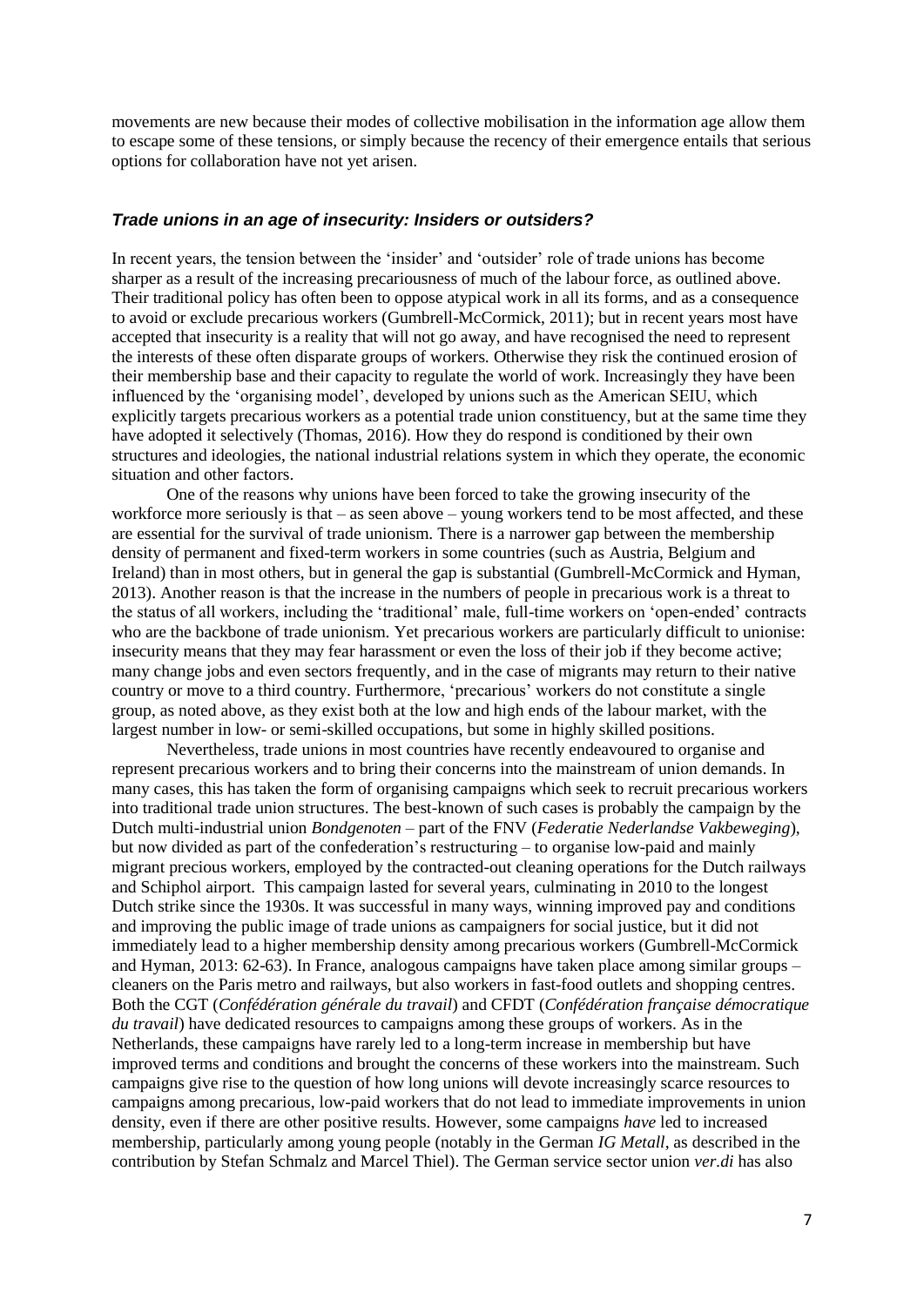movements are new because their modes of collective mobilisation in the information age allow them to escape some of these tensions, or simply because the recency of their emergence entails that serious options for collaboration have not yet arisen.

### *Trade unions in an age of insecurity: Insiders or outsiders?*

In recent years, the tension between the 'insider' and 'outsider' role of trade unions has become sharper as a result of the increasing precariousness of much of the labour force, as outlined above. Their traditional policy has often been to oppose atypical work in all its forms, and as a consequence to avoid or exclude precarious workers (Gumbrell-McCormick, 2011); but in recent years most have accepted that insecurity is a reality that will not go away, and have recognised the need to represent the interests of these often disparate groups of workers. Otherwise they risk the continued erosion of their membership base and their capacity to regulate the world of work. Increasingly they have been influenced by the 'organising model', developed by unions such as the American SEIU, which explicitly targets precarious workers as a potential trade union constituency, but at the same time they have adopted it selectively (Thomas, 2016). How they do respond is conditioned by their own structures and ideologies, the national industrial relations system in which they operate, the economic situation and other factors.

One of the reasons why unions have been forced to take the growing insecurity of the workforce more seriously is that – as seen above – young workers tend to be most affected, and these are essential for the survival of trade unionism. There is a narrower gap between the membership density of permanent and fixed-term workers in some countries (such as Austria, Belgium and Ireland) than in most others, but in general the gap is substantial (Gumbrell-McCormick and Hyman, 2013). Another reason is that the increase in the numbers of people in precarious work is a threat to the status of all workers, including the 'traditional' male, full-time workers on 'open-ended' contracts who are the backbone of trade unionism. Yet precarious workers are particularly difficult to unionise: insecurity means that they may fear harassment or even the loss of their job if they become active; many change jobs and even sectors frequently, and in the case of migrants may return to their native country or move to a third country. Furthermore, 'precarious' workers do not constitute a single group, as noted above, as they exist both at the low and high ends of the labour market, with the largest number in low- or semi-skilled occupations, but some in highly skilled positions.

Nevertheless, trade unions in most countries have recently endeavoured to organise and represent precarious workers and to bring their concerns into the mainstream of union demands. In many cases, this has taken the form of organising campaigns which seek to recruit precarious workers into traditional trade union structures. The best-known of such cases is probably the campaign by the Dutch multi-industrial union *Bondgenoten* – part of the FNV (*Federatie Nederlandse Vakbeweging*), but now divided as part of the confederation's restructuring – to organise low-paid and mainly migrant precious workers, employed by the contracted-out cleaning operations for the Dutch railways and Schiphol airport. This campaign lasted for several years, culminating in 2010 to the longest Dutch strike since the 1930s. It was successful in many ways, winning improved pay and conditions and improving the public image of trade unions as campaigners for social justice, but it did not immediately lead to a higher membership density among precarious workers (Gumbrell-McCormick and Hyman, 2013: 62-63). In France, analogous campaigns have taken place among similar groups – cleaners on the Paris metro and railways, but also workers in fast-food outlets and shopping centres. Both the CGT (*Confédération générale du travail*) and CFDT (*Confédération française démocratique du travail*) have dedicated resources to campaigns among these groups of workers. As in the Netherlands, these campaigns have rarely led to a long-term increase in membership but have improved terms and conditions and brought the concerns of these workers into the mainstream. Such campaigns give rise to the question of how long unions will devote increasingly scarce resources to campaigns among precarious, low-paid workers that do not lead to immediate improvements in union density, even if there are other positive results. However, some campaigns *have* led to increased membership, particularly among young people (notably in the German *IG Metall*, as described in the contribution by Stefan Schmalz and Marcel Thiel). The German service sector union *ver.di* has also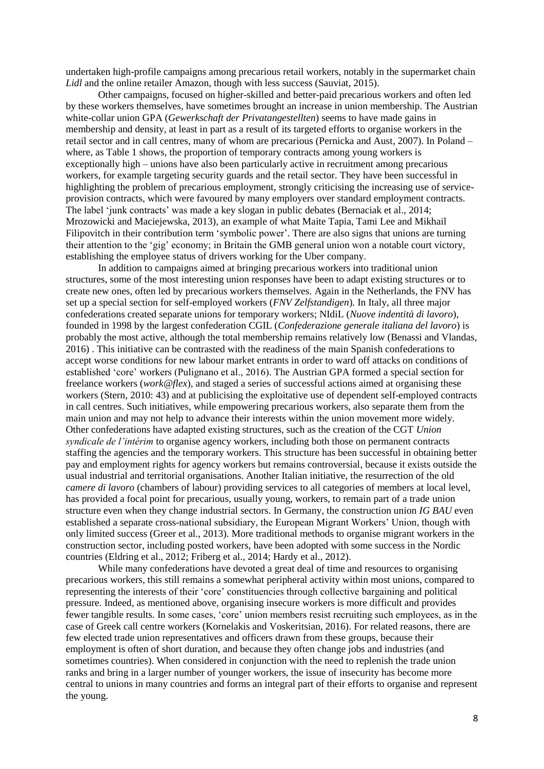undertaken high-profile campaigns among precarious retail workers, notably in the supermarket chain *Lidl* and the online retailer Amazon, though with less success (Sauviat, 2015).

Other campaigns, focused on higher-skilled and better-paid precarious workers and often led by these workers themselves, have sometimes brought an increase in union membership. The Austrian white-collar union GPA (*Gewerkschaft der Privatangestellten*) seems to have made gains in membership and density, at least in part as a result of its targeted efforts to organise workers in the retail sector and in call centres, many of whom are precarious (Pernicka and Aust, 2007). In Poland – where, as Table 1 shows, the proportion of temporary contracts among young workers is exceptionally high – unions have also been particularly active in recruitment among precarious workers, for example targeting security guards and the retail sector. They have been successful in highlighting the problem of precarious employment, strongly criticising the increasing use of service-provision contracts, which were favoured by many employers over standard employment contracts. The label 'junk contracts' was made a key slogan in public debates (Bernaciak et al., 2014; Mrozowicki and Maciejewska, 2013), an example of what Maite Tapia, Tami Lee and Mikhail Filipovitch in their contribution term 'symbolic power'. There are also signs that unions are turning their attention to the 'gig' economy; in Britain the GMB general union won a notable court victory, establishing the employee status of drivers working for the Uber company.

In addition to campaigns aimed at bringing precarious workers into traditional union structures, some of the most interesting union responses have been to adapt existing structures or to create new ones, often led by precarious workers themselves. Again in the Netherlands, the FNV has set up a special section for self-employed workers (*FNV Zelfstandigen*). In Italy, all three major confederations created separate unions for temporary workers; NIdiL (*Nuove indentità di lavoro*), founded in 1998 by the largest confederation CGIL (*Confederazione generale italiana del lavoro*) is probably the most active, although the total membership remains relatively low (Benassi and Vlandas, 2016) . This initiative can be contrasted with the readiness of the main Spanish confederations to accept worse conditions for new labour market entrants in order to ward off attacks on conditions of established 'core' workers (Pulignano et al., 2016). The Austrian GPA formed a special section for freelance workers (*work@flex*), and staged a series of successful actions aimed at organising these workers (Stern, 2010: 43) and at publicising the exploitative use of dependent self-employed contracts in call centres. Such initiatives, while empowering precarious workers, also separate them from the main union and may not help to advance their interests within the union movement more widely. Other confederations have adapted existing structures, such as the creation of the CGT *Union syndicale de l'intérim* to organise agency workers, including both those on permanent contracts staffing the agencies and the temporary workers. This structure has been successful in obtaining better pay and employment rights for agency workers but remains controversial, because it exists outside the usual industrial and territorial organisations. Another Italian initiative, the resurrection of the old *camere di lavoro* (chambers of labour) providing services to all categories of members at local level, has provided a focal point for precarious, usually young, workers, to remain part of a trade union structure even when they change industrial sectors. In Germany, the construction union *IG BAU* even established a separate cross-national subsidiary, the European Migrant Workers' Union, though with only limited success (Greer et al., 2013). More traditional methods to organise migrant workers in the construction sector, including posted workers, have been adopted with some success in the Nordic countries (Eldring et al., 2012; Friberg et al., 2014; Hardy et al., 2012).

While many confederations have devoted a great deal of time and resources to organising precarious workers, this still remains a somewhat peripheral activity within most unions, compared to representing the interests of their 'core' constituencies through collective bargaining and political pressure. Indeed, as mentioned above, organising insecure workers is more difficult and provides fewer tangible results. In some cases, 'core' union members resist recruiting such employees, as in the case of Greek call centre workers (Kornelakis and Voskeritsian, 2016). For related reasons, there are few elected trade union representatives and officers drawn from these groups, because their employment is often of short duration, and because they often change jobs and industries (and sometimes countries). When considered in conjunction with the need to replenish the trade union ranks and bring in a larger number of younger workers, the issue of insecurity has become more central to unions in many countries and forms an integral part of their efforts to organise and represent the young.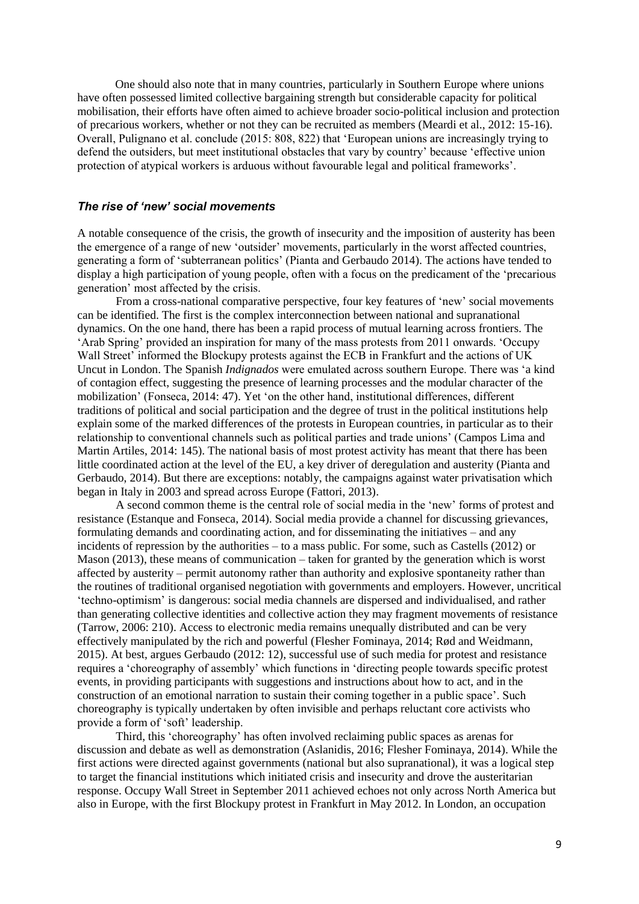One should also note that in many countries, particularly in Southern Europe where unions have often possessed limited collective bargaining strength but considerable capacity for political mobilisation, their efforts have often aimed to achieve broader socio-political inclusion and protection of precarious workers, whether or not they can be recruited as members (Meardi et al., 2012: 15-16). Overall, Pulignano et al. conclude (2015: 808, 822) that 'European unions are increasingly trying to defend the outsiders, but meet institutional obstacles that vary by country' because 'effective union protection of atypical workers is arduous without favourable legal and political frameworks'.

### *The rise of 'new' social movements*

A notable consequence of the crisis, the growth of insecurity and the imposition of austerity has been the emergence of a range of new 'outsider' movements, particularly in the worst affected countries, generating a form of 'subterranean politics' (Pianta and Gerbaudo 2014). The actions have tended to display a high participation of young people, often with a focus on the predicament of the 'precarious generation' most affected by the crisis.

From a cross-national comparative perspective, four key features of 'new' social movements can be identified. The first is the complex interconnection between national and supranational dynamics. On the one hand, there has been a rapid process of mutual learning across frontiers. The 'Arab Spring' provided an inspiration for many of the mass protests from 2011 onwards. 'Occupy Wall Street' informed the Blockupy protests against the ECB in Frankfurt and the actions of UK Uncut in London. The Spanish *Indignados* were emulated across southern Europe. There was 'a kind of contagion effect, suggesting the presence of learning processes and the modular character of the mobilization' (Fonseca, 2014: 47). Yet 'on the other hand, institutional differences, different traditions of political and social participation and the degree of trust in the political institutions help explain some of the marked differences of the protests in European countries, in particular as to their relationship to conventional channels such as political parties and trade unions' (Campos Lima and Martin Artiles, 2014: 145). The national basis of most protest activity has meant that there has been little coordinated action at the level of the EU, a key driver of deregulation and austerity (Pianta and Gerbaudo, 2014). But there are exceptions: notably, the campaigns against water privatisation which began in Italy in 2003 and spread across Europe (Fattori, 2013).

A second common theme is the central role of social media in the 'new' forms of protest and resistance (Estanque and Fonseca, 2014). Social media provide a channel for discussing grievances, formulating demands and coordinating action, and for disseminating the initiatives – and any incidents of repression by the authorities – to a mass public. For some, such as Castells (2012) or Mason (2013), these means of communication – taken for granted by the generation which is worst affected by austerity – permit autonomy rather than authority and explosive spontaneity rather than the routines of traditional organised negotiation with governments and employers. However, uncritical 'techno-optimism' is dangerous: social media channels are dispersed and individualised, and rather than generating collective identities and collective action they may fragment movements of resistance (Tarrow, 2006: 210). Access to electronic media remains unequally distributed and can be very effectively manipulated by the rich and powerful (Flesher Fominaya, 2014; Rød and Weidmann, 2015). At best, argues Gerbaudo (2012: 12), successful use of such media for protest and resistance requires a 'choreography of assembly' which functions in 'directing people towards specific protest events, in providing participants with suggestions and instructions about how to act, and in the construction of an emotional narration to sustain their coming together in a public space'. Such choreography is typically undertaken by often invisible and perhaps reluctant core activists who provide a form of 'soft' leadership.

Third, this 'choreography' has often involved reclaiming public spaces as arenas for discussion and debate as well as demonstration (Aslanidis, 2016; Flesher Fominaya, 2014). While the first actions were directed against governments (national but also supranational), it was a logical step to target the financial institutions which initiated crisis and insecurity and drove the austeritarian response. Occupy Wall Street in September 2011 achieved echoes not only across North America but also in Europe, with the first Blockupy protest in Frankfurt in May 2012. In London, an occupation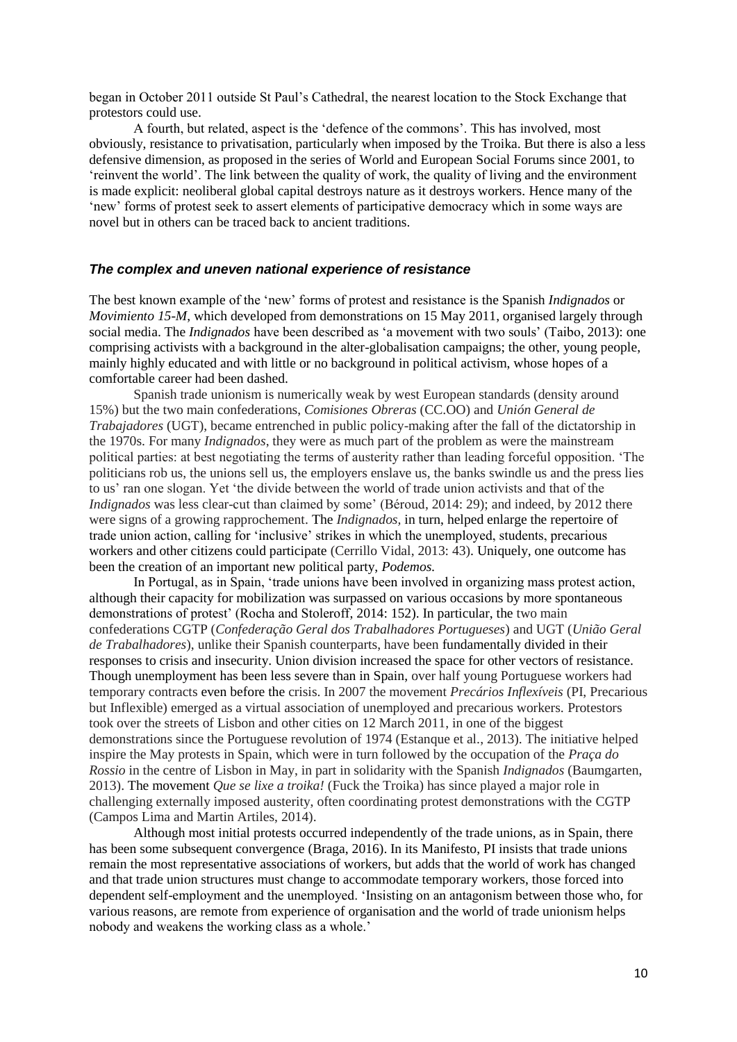began in October 2011 outside St Paul's Cathedral, the nearest location to the Stock Exchange that protestors could use.

A fourth, but related, aspect is the 'defence of the commons'. This has involved, most obviously, resistance to privatisation, particularly when imposed by the Troika. But there is also a less defensive dimension, as proposed in the series of World and European Social Forums since 2001, to 'reinvent the world'. The link between the quality of work, the quality of living and the environment is made explicit: neoliberal global capital destroys nature as it destroys workers. Hence many of the 'new' forms of protest seek to assert elements of participative democracy which in some ways are novel but in others can be traced back to ancient traditions.

### *The complex and uneven national experience of resistance*

The best known example of the 'new' forms of protest and resistance is the Spanish *Indignados* or *Movimiento 15-M*, which developed from demonstrations on 15 May 2011, organised largely through social media. The *Indignados* have been described as 'a movement with two souls' (Taibo, 2013): one comprising activists with a background in the alter-globalisation campaigns; the other, young people, mainly highly educated and with little or no background in political activism, whose hopes of a comfortable career had been dashed.

Spanish trade unionism is numerically weak by west European standards (density around 15%) but the two main confederations, *Comisiones Obreras* (CC.OO) and *Unión General de Trabajadores* (UGT), became entrenched in public policy-making after the fall of the dictatorship in the 1970s. For many *Indignados*, they were as much part of the problem as were the mainstream political parties: at best negotiating the terms of austerity rather than leading forceful opposition. 'The politicians rob us, the unions sell us, the employers enslave us, the banks swindle us and the press lies to us' ran one slogan. Yet 'the divide between the world of trade union activists and that of the *Indignados* was less clear-cut than claimed by some' (Béroud, 2014: 29); and indeed, by 2012 there were signs of a growing rapprochement. The *Indignados*, in turn, helped enlarge the repertoire of trade union action, calling for 'inclusive' strikes in which the unemployed, students, precarious workers and other citizens could participate (Cerrillo Vidal, 2013: 43). Uniquely, one outcome has been the creation of an important new political party, *Podemos.*

In Portugal, as in Spain, 'trade unions have been involved in organizing mass protest action, although their capacity for mobilization was surpassed on various occasions by more spontaneous demonstrations of protest' (Rocha and Stoleroff, 2014: 152). In particular, the two main confederations CGTP (*Confederação Geral dos Trabalhadores Portugueses*) and UGT (*União Geral de Trabalhadores*), unlike their Spanish counterparts, have been fundamentally divided in their responses to crisis and insecurity. Union division increased the space for other vectors of resistance. Though unemployment has been less severe than in Spain, over half young Portuguese workers had temporary contracts even before the crisis. In 2007 the movement *Precários Inflexíveis* (PI, Precarious but Inflexible) emerged as a virtual association of unemployed and precarious workers. Protestors took over the streets of Lisbon and other cities on 12 March 2011, in one of the biggest demonstrations since the Portuguese revolution of 1974 (Estanque et al., 2013). The initiative helped inspire the May protests in Spain, which were in turn followed by the occupation of the *Praça do Rossio* in the centre of Lisbon in May, in part in solidarity with the Spanish *Indignados* (Baumgarten, 2013). The movement *Que se lixe a troika!* (Fuck the Troika) has since played a major role in challenging externally imposed austerity, often coordinating protest demonstrations with the CGTP (Campos Lima and Martin Artiles, 2014).

Although most initial protests occurred independently of the trade unions, as in Spain, there has been some subsequent convergence (Braga, 2016). In its Manifesto, PI insists that trade unions remain the most representative associations of workers, but adds that the world of work has changed and that trade union structures must change to accommodate temporary workers, those forced into dependent self-employment and the unemployed. 'Insisting on an antagonism between those who, for various reasons, are remote from experience of organisation and the world of trade unionism helps nobody and weakens the working class as a whole.'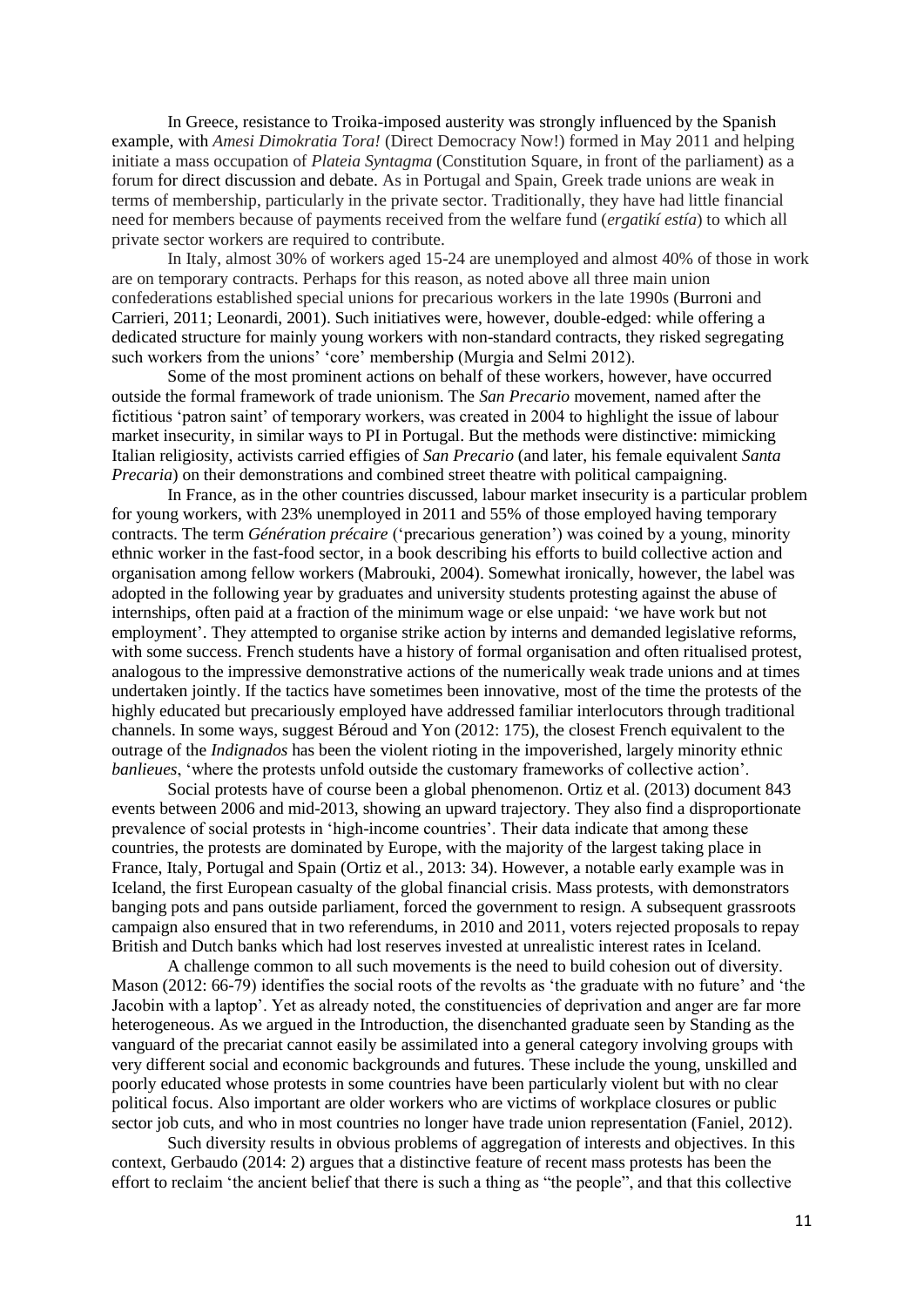In Greece, resistance to Troika-imposed austerity was strongly influenced by the Spanish example, with *Amesi Dimokratia Tora!* (Direct Democracy Now!) formed in May 2011 and helping initiate a mass occupation of *Plateia Syntagma* (Constitution Square, in front of the parliament) as a forum for direct discussion and debate. As in Portugal and Spain, Greek trade unions are weak in terms of membership, particularly in the private sector. Traditionally, they have had little financial need for members because of payments received from the welfare fund (*ergatikí estía*) to which all private sector workers are required to contribute.

In Italy, almost 30% of workers aged 15-24 are unemployed and almost 40% of those in work are on temporary contracts. Perhaps for this reason, as noted above all three main union confederations established special unions for precarious workers in the late 1990s (Burroni and Carrieri, 2011; Leonardi, 2001). Such initiatives were, however, double-edged: while offering a dedicated structure for mainly young workers with non-standard contracts, they risked segregating such workers from the unions' 'core' membership (Murgia and Selmi 2012).

Some of the most prominent actions on behalf of these workers, however, have occurred outside the formal framework of trade unionism. The *San Precario* movement, named after the fictitious 'patron saint' of temporary workers, was created in 2004 to highlight the issue of labour market insecurity, in similar ways to PI in Portugal. But the methods were distinctive: mimicking Italian religiosity, activists carried effigies of *San Precario* (and later, his female equivalent *Santa Precaria*) on their demonstrations and combined street theatre with political campaigning.

In France, as in the other countries discussed, labour market insecurity is a particular problem for young workers, with 23% unemployed in 2011 and 55% of those employed having temporary contracts. The term *Génération précaire* ('precarious generation') was coined by a young, minority ethnic worker in the fast-food sector, in a book describing his efforts to build collective action and organisation among fellow workers (Mabrouki, 2004). Somewhat ironically, however, the label was adopted in the following year by graduates and university students protesting against the abuse of internships, often paid at a fraction of the minimum wage or else unpaid: 'we have work but not employment'. They attempted to organise strike action by interns and demanded legislative reforms, with some success. French students have a history of formal organisation and often ritualised protest, analogous to the impressive demonstrative actions of the numerically weak trade unions and at times undertaken jointly. If the tactics have sometimes been innovative, most of the time the protests of the highly educated but precariously employed have addressed familiar interlocutors through traditional channels. In some ways, suggest Béroud and Yon (2012: 175), the closest French equivalent to the outrage of the *Indignados* has been the violent rioting in the impoverished, largely minority ethnic *banlieues*, 'where the protests unfold outside the customary frameworks of collective action'.

Social protests have of course been a global phenomenon. Ortiz et al. (2013) document 843 events between 2006 and mid-2013, showing an upward trajectory. They also find a disproportionate prevalence of social protests in 'high-income countries'. Their data indicate that among these countries, the protests are dominated by Europe, with the majority of the largest taking place in France, Italy, Portugal and Spain (Ortiz et al., 2013: 34). However, a notable early example was in Iceland, the first European casualty of the global financial crisis. Mass protests, with demonstrators banging pots and pans outside parliament, forced the government to resign. A subsequent grassroots campaign also ensured that in two referendums, in 2010 and 2011, voters rejected proposals to repay British and Dutch banks which had lost reserves invested at unrealistic interest rates in Iceland.

A challenge common to all such movements is the need to build cohesion out of diversity. Mason (2012: 66-79) identifies the social roots of the revolts as 'the graduate with no future' and 'the Jacobin with a laptop'. Yet as already noted, the constituencies of deprivation and anger are far more heterogeneous. As we argued in the Introduction, the disenchanted graduate seen by Standing as the vanguard of the precariat cannot easily be assimilated into a general category involving groups with very different social and economic backgrounds and futures. These include the young, unskilled and poorly educated whose protests in some countries have been particularly violent but with no clear political focus. Also important are older workers who are victims of workplace closures or public sector job cuts, and who in most countries no longer have trade union representation (Faniel, 2012).

Such diversity results in obvious problems of aggregation of interests and objectives. In this context, Gerbaudo (2014: 2) argues that a distinctive feature of recent mass protests has been the effort to reclaim 'the ancient belief that there is such a thing as "the people", and that this collective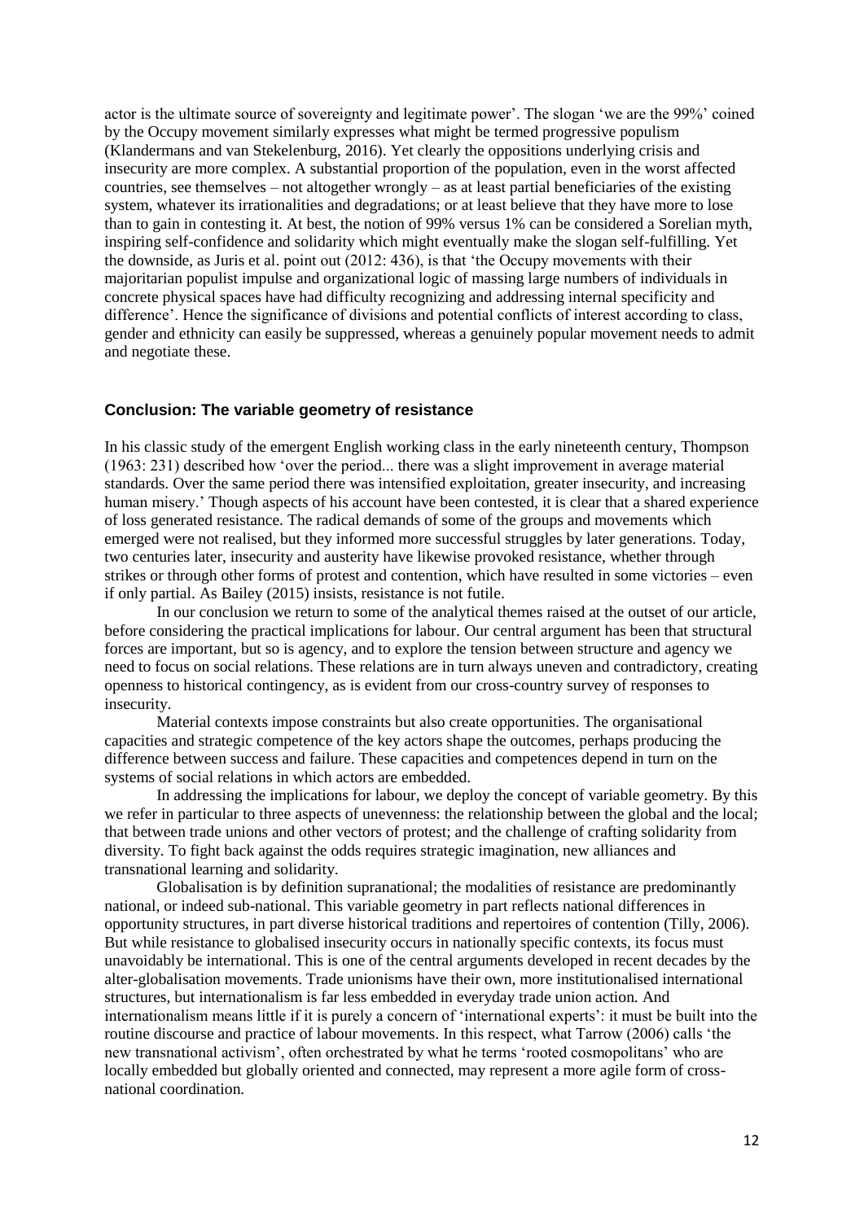actor is the ultimate source of sovereignty and legitimate power'. The slogan 'we are the 99%' coined by the Occupy movement similarly expresses what might be termed progressive populism (Klandermans and van Stekelenburg, 2016). Yet clearly the oppositions underlying crisis and insecurity are more complex. A substantial proportion of the population, even in the worst affected countries, see themselves – not altogether wrongly – as at least partial beneficiaries of the existing system, whatever its irrationalities and degradations; or at least believe that they have more to lose than to gain in contesting it. At best, the notion of 99% versus 1% can be considered a Sorelian myth, inspiring self-confidence and solidarity which might eventually make the slogan self-fulfilling. Yet the downside, as Juris et al. point out (2012: 436), is that 'the Occupy movements with their majoritarian populist impulse and organizational logic of massing large numbers of individuals in concrete physical spaces have had difficulty recognizing and addressing internal specificity and difference'. Hence the significance of divisions and potential conflicts of interest according to class, gender and ethnicity can easily be suppressed, whereas a genuinely popular movement needs to admit and negotiate these.

## Conclusion: The variable geometry of resistance

In his classic study of the emergent English working class in the early nineteenth century, Thompson (1963: 231) described how 'over the period... there was a slight improvement in average material standards. Over the same period there was intensified exploitation, greater insecurity, and increasing human misery.' Though aspects of his account have been contested, it is clear that a shared experience of loss generated resistance. The radical demands of some of the groups and movements which emerged were not realised, but they informed more successful struggles by later generations. Today, two centuries later, insecurity and austerity have likewise provoked resistance, whether through strikes or through other forms of protest and contention, which have resulted in some victories – even if only partial. As Bailey (2015) insists, resistance is not futile.

In our conclusion we return to some of the analytical themes raised at the outset of our article, before considering the practical implications for labour. Our central argument has been that structural forces are important, but so is agency, and to explore the tension between structure and agency we need to focus on social relations. These relations are in turn always uneven and contradictory, creating openness to historical contingency, as is evident from our cross-country survey of responses to insecurity.

Material contexts impose constraints but also create opportunities. The organisational capacities and strategic competence of the key actors shape the outcomes, perhaps producing the difference between success and failure. These capacities and competences depend in turn on the systems of social relations in which actors are embedded.

In addressing the implications for labour, we deploy the concept of variable geometry. By this we refer in particular to three aspects of unevenness: the relationship between the global and the local; that between trade unions and other vectors of protest; and the challenge of crafting solidarity from diversity. To fight back against the odds requires strategic imagination, new alliances and transnational learning and solidarity.

Globalisation is by definition supranational; the modalities of resistance are predominantly national, or indeed sub-national. This variable geometry in part reflects national differences in opportunity structures, in part diverse historical traditions and repertoires of contention (Tilly, 2006). But while resistance to globalised insecurity occurs in nationally specific contexts, its focus must unavoidably be international. This is one of the central arguments developed in recent decades by the alter-globalisation movements. Trade unionisms have their own, more institutionalised international structures, but internationalism is far less embedded in everyday trade union action. And internationalism means little if it is purely a concern of 'international experts': it must be built into the routine discourse and practice of labour movements. In this respect, what Tarrow (2006) calls 'the new transnational activism', often orchestrated by what he terms 'rooted cosmopolitans' who are locally embedded but globally oriented and connected, may represent a more agile form of cross-national coordination.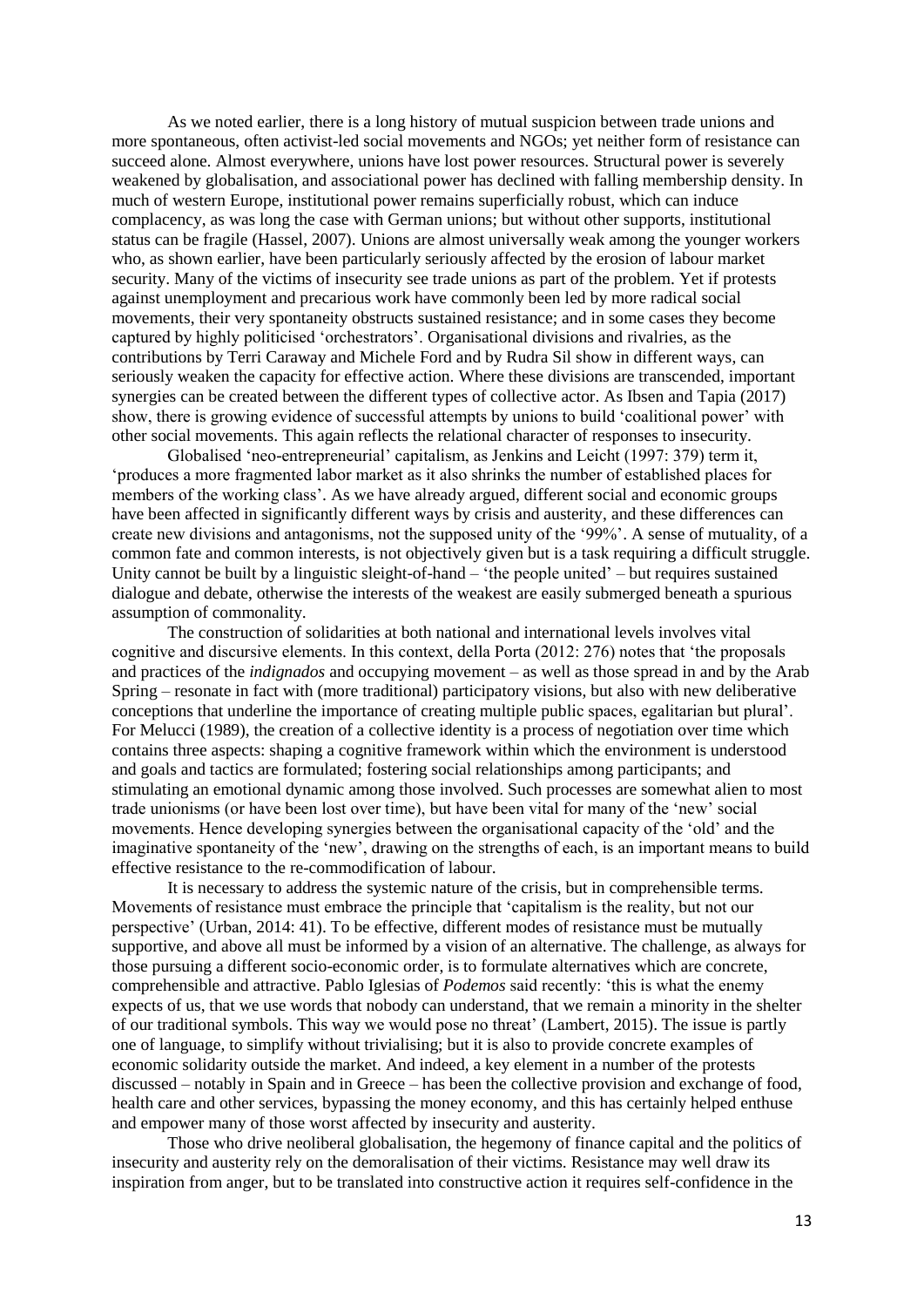As we noted earlier, there is a long history of mutual suspicion between trade unions and more spontaneous, often activist-led social movements and NGOs; yet neither form of resistance can succeed alone. Almost everywhere, unions have lost power resources. Structural power is severely weakened by globalisation, and associational power has declined with falling membership density. In much of western Europe, institutional power remains superficially robust, which can induce complacency, as was long the case with German unions; but without other supports, institutional status can be fragile (Hassel, 2007). Unions are almost universally weak among the younger workers who, as shown earlier, have been particularly seriously affected by the erosion of labour market security. Many of the victims of insecurity see trade unions as part of the problem. Yet if protests against unemployment and precarious work have commonly been led by more radical social movements, their very spontaneity obstructs sustained resistance; and in some cases they become captured by highly politicised 'orchestrators'. Organisational divisions and rivalries, as the contributions by Terri Caraway and Michele Ford and by Rudra Sil show in different ways, can seriously weaken the capacity for effective action. Where these divisions are transcended, important synergies can be created between the different types of collective actor. As Ibsen and Tapia (2017) show, there is growing evidence of successful attempts by unions to build 'coalitional power' with other social movements. This again reflects the relational character of responses to insecurity.

Globalised 'neo-entrepreneurial' capitalism, as Jenkins and Leicht (1997: 379) term it, 'produces a more fragmented labor market as it also shrinks the number of established places for members of the working class'. As we have already argued, different social and economic groups have been affected in significantly different ways by crisis and austerity, and these differences can create new divisions and antagonisms, not the supposed unity of the '99%'. A sense of mutuality, of a common fate and common interests, is not objectively given but is a task requiring a difficult struggle. Unity cannot be built by a linguistic sleight-of-hand – 'the people united' – but requires sustained dialogue and debate, otherwise the interests of the weakest are easily submerged beneath a spurious assumption of commonality.

The construction of solidarities at both national and international levels involves vital cognitive and discursive elements. In this context, della Porta (2012: 276) notes that 'the proposals and practices of the *indignados* and occupying movement – as well as those spread in and by the Arab Spring – resonate in fact with (more traditional) participatory visions, but also with new deliberative conceptions that underline the importance of creating multiple public spaces, egalitarian but plural'. For Melucci (1989), the creation of a collective identity is a process of negotiation over time which contains three aspects: shaping a cognitive framework within which the environment is understood and goals and tactics are formulated; fostering social relationships among participants; and stimulating an emotional dynamic among those involved. Such processes are somewhat alien to most trade unionisms (or have been lost over time), but have been vital for many of the 'new' social movements. Hence developing synergies between the organisational capacity of the 'old' and the imaginative spontaneity of the 'new', drawing on the strengths of each, is an important means to build effective resistance to the re-commodification of labour.

It is necessary to address the systemic nature of the crisis, but in comprehensible terms. Movements of resistance must embrace the principle that 'capitalism is the reality, but not our perspective' (Urban, 2014: 41). To be effective, different modes of resistance must be mutually supportive, and above all must be informed by a vision of an alternative. The challenge, as always for those pursuing a different socio-economic order, is to formulate alternatives which are concrete, comprehensible and attractive. Pablo Iglesias of *Podemos* said recently: 'this is what the enemy expects of us, that we use words that nobody can understand, that we remain a minority in the shelter of our traditional symbols. This way we would pose no threat' (Lambert, 2015). The issue is partly one of language, to simplify without trivialising; but it is also to provide concrete examples of economic solidarity outside the market. And indeed, a key element in a number of the protests discussed – notably in Spain and in Greece – has been the collective provision and exchange of food, health care and other services, bypassing the money economy, and this has certainly helped enthuse and empower many of those worst affected by insecurity and austerity.

Those who drive neoliberal globalisation, the hegemony of finance capital and the politics of insecurity and austerity rely on the demoralisation of their victims. Resistance may well draw its inspiration from anger, but to be translated into constructive action it requires self-confidence in the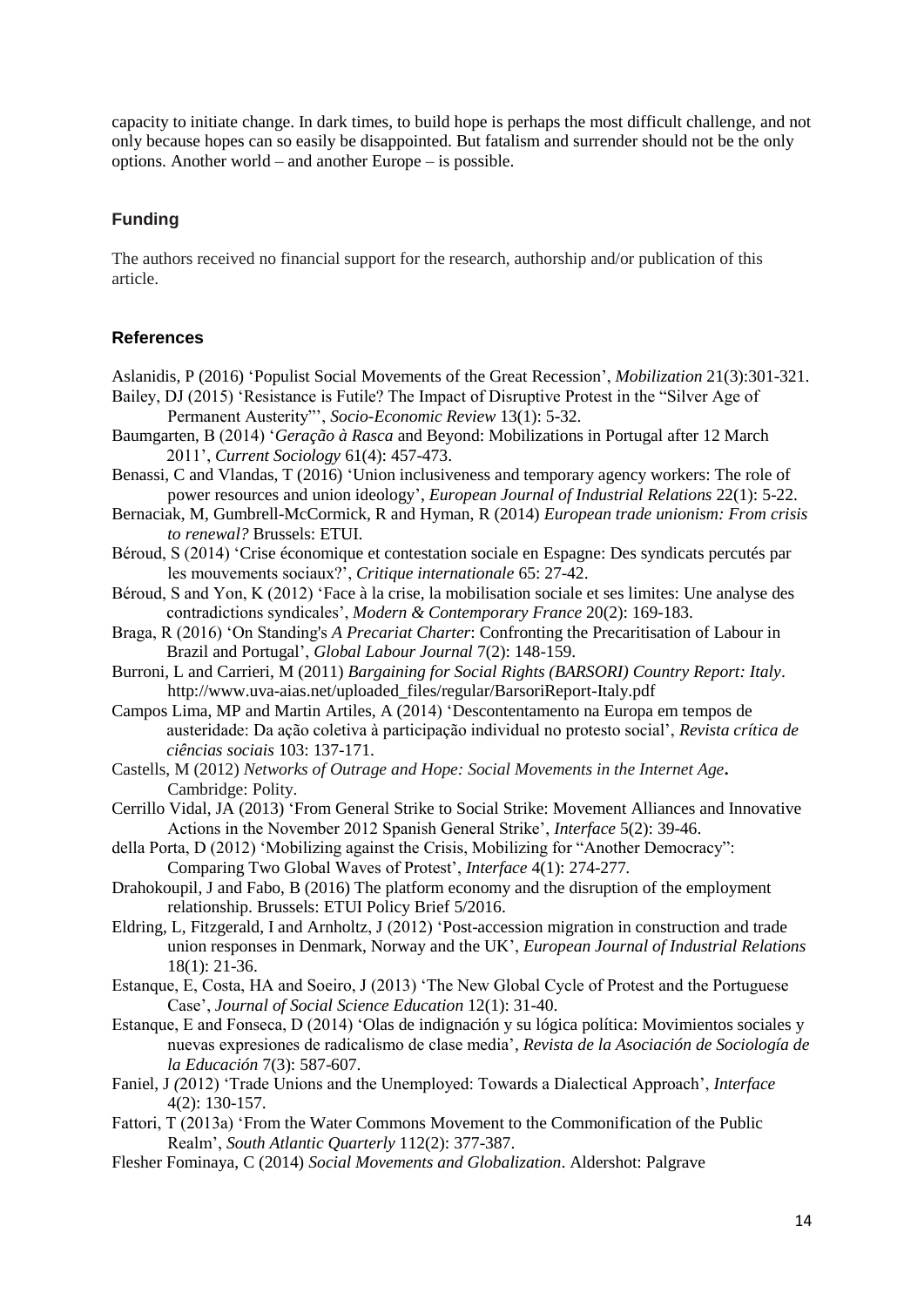capacity to initiate change. In dark times, to build hope is perhaps the most difficult challenge, and not only because hopes can so easily be disappointed. But fatalism and surrender should not be the only options. Another world – and another Europe – is possible.

## Funding

The authors received no financial support for the research, authorship and/or publication of this article.

## References

Aslanidis, P (2016) 'Populist Social Movements of the Great Recession', *Mobilization* 21(3):301-321.

Bailey, DJ (2015) 'Resistance is Futile? The Impact of Disruptive Protest in the "Silver Age of Permanent Austerity"', *Socio-Economic Review* 13(1): 5-32.

Baumgarten, B (2014) '*Geração à Rasca* and Beyond: Mobilizations in Portugal after 12 March 2011', *Current Sociology* 61(4): 457-473.

Benassi, C and Vlandas, T (2016) 'Union inclusiveness and temporary agency workers: The role of power resources and union ideology', *European Journal of Industrial Relations* 22(1): 5-22.

Bernaciak, M, Gumbrell-McCormick, R and Hyman, R (2014) *European trade unionism: From crisis to renewal?* Brussels: ETUI.

Béroud, S (2014) 'Crise économique et contestation sociale en Espagne: Des syndicats percutés par les mouvements sociaux?', *Critique internationale* 65: 27-42.

Béroud, S and Yon, K (2012) 'Face à la crise, la mobilisation sociale et ses limites: Une analyse des contradictions syndicales', *Modern & Contemporary France* 20(2): 169-183.

Braga, R (2016) 'On Standing's *A Precariat Charter*: Confronting the Precaritisation of Labour in Brazil and Portugal', *Global Labour Journal* 7(2): 148-159.

Burroni, L and Carrieri, M (2011) *Bargaining for Social Rights (BARSORI) Country Report: Italy*. http://www.uva-aias.net/uploaded_files/regular/BarsoriReport-Italy.pdf

Campos Lima, MP and Martin Artiles, A (2014) 'Descontentamento na Europa em tempos de austeridade: Da ação coletiva à participação individual no protesto social', *Revista crítica de ciências sociais* 103: 137-171.

Castells, M (2012) *Networks of Outrage and Hope: Social Movements in the Internet Age***.** Cambridge: Polity.

Cerrillo Vidal, JA (2013) 'From General Strike to Social Strike: Movement Alliances and Innovative Actions in the November 2012 Spanish General Strike', *Interface* 5(2): 39-46.

della Porta, D (2012) 'Mobilizing against the Crisis, Mobilizing for "Another Democracy": Comparing Two Global Waves of Protest', *Interface* 4(1): 274-277.

Drahokoupil, J and Fabo, B (2016) The platform economy and the disruption of the employment relationship. Brussels: ETUI Policy Brief 5/2016.

Eldring, L, Fitzgerald, I and Arnholtz, J (2012) 'Post-accession migration in construction and trade union responses in Denmark, Norway and the UK', *European Journal of Industrial Relations* 18(1): 21-36.

Estanque, E, Costa, HA and Soeiro, J (2013) 'The New Global Cycle of Protest and the Portuguese Case', *Journal of Social Science Education* 12(1): 31-40.

Estanque, E and Fonseca, D (2014) 'Olas de indignación y su lógica política: Movimientos sociales y nuevas expresiones de radicalismo de clase media', *Revista de la Asociación de Sociología de la Educación* 7(3): 587-607.

Faniel, J *(*2012) 'Trade Unions and the Unemployed: Towards a Dialectical Approach', *Interface* 4(2): 130-157.

Fattori, T (2013a) 'From the Water Commons Movement to the Commonification of the Public Realm', *South Atlantic Quarterly* 112(2): 377-387.

Flesher Fominaya, C (2014) *Social Movements and Globalization*. Aldershot: Palgrave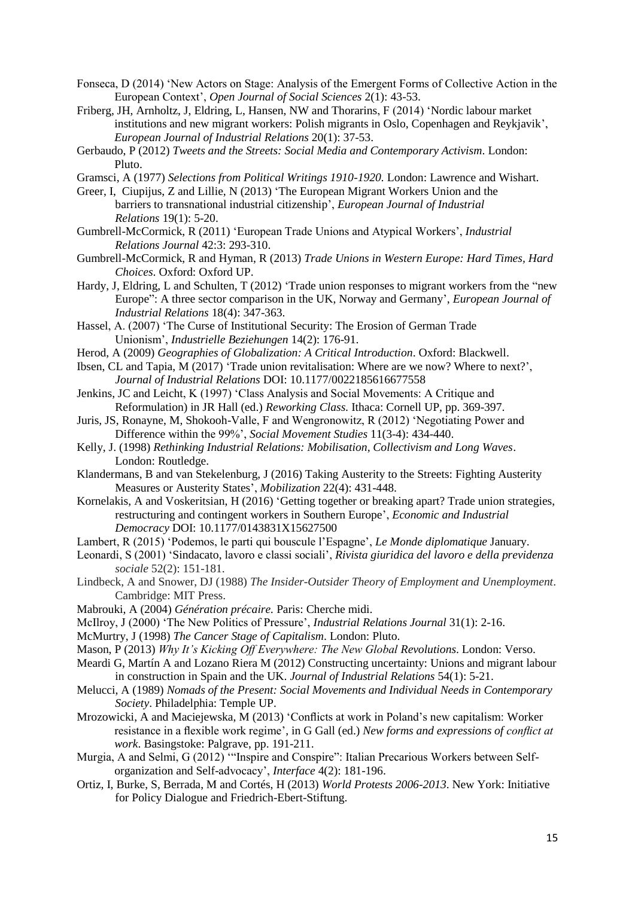Fonseca, D (2014) 'New Actors on Stage: Analysis of the Emergent Forms of Collective Action in the European Context', *Open Journal of Social Sciences* 2(1): 43-53.

Friberg, JH, Arnholtz, J, Eldring, L, Hansen, NW and Thorarins, F (2014) 'Nordic labour market institutions and new migrant workers: Polish migrants in Oslo, Copenhagen and Reykjavik', *European Journal of Industrial Relations* 20(1): 37-53.

Gerbaudo, P (2012) *Tweets and the Streets: Social Media and Contemporary Activism*. London: Pluto.

Gramsci, A (1977) *Selections from Political Writings 1910-1920*. London: Lawrence and Wishart.

Greer, I, Ciupijus, Z and Lillie, N (2013) 'The European Migrant Workers Union and the barriers to transnational industrial citizenship', *European Journal of Industrial Relations* 19(1): 5-20.

Gumbrell-McCormick, R (2011) 'European Trade Unions and Atypical Workers', *Industrial Relations Journal* 42:3: 293-310.

Gumbrell-McCormick, R and Hyman, R (2013) *Trade Unions in Western Europe: Hard Times, Hard Choices*. Oxford: Oxford UP.

Hardy, J, Eldring, L and Schulten, T (2012) 'Trade union responses to migrant workers from the "new Europe": A three sector comparison in the UK, Norway and Germany', *European Journal of Industrial Relations* 18(4): 347-363.

Hassel, A. (2007) 'The Curse of Institutional Security: The Erosion of German Trade Unionism', *Industrielle Beziehungen* 14(2): 176-91.

Herod, A (2009) *Geographies of Globalization: A Critical Introduction*. Oxford: Blackwell.

Ibsen, CL and Tapia, M (2017) 'Trade union revitalisation: Where are we now? Where to next?', *Journal of Industrial Relations* DOI: 10.1177/0022185616677558

Jenkins, JC and Leicht, K (1997) 'Class Analysis and Social Movements: A Critique and Reformulation) in JR Hall (ed.) *Reworking Class.* Ithaca: Cornell UP, pp. 369-397.

Juris, JS, Ronayne, M, Shokooh-Valle, F and Wengronowitz, R (2012) 'Negotiating Power and Difference within the 99%', *Social Movement Studies* 11(3-4): 434-440.

Kelly, J. (1998) *Rethinking Industrial Relations: Mobilisation, Collectivism and Long Waves*. London: Routledge.

Klandermans, B and van Stekelenburg, J (2016) Taking Austerity to the Streets: Fighting Austerity Measures or Austerity States', *Mobilization* 22(4): 431-448.

Kornelakis, A and Voskeritsian, H (2016) 'Getting together or breaking apart? Trade union strategies, restructuring and contingent workers in Southern Europe', *Economic and Industrial Democracy* DOI: 10.1177/0143831X15627500

Lambert, R (2015) 'Podemos, le parti qui bouscule l'Espagne', *Le Monde diplomatique* January.

Leonardi, S (2001) 'Sindacato, lavoro e classi sociali', *Rivista giuridica del lavoro e della previdenza sociale* 52(2): 151-181.

Lindbeck, A and Snower, DJ (1988) *The Insider-Outsider Theory of Employment and Unemployment*. Cambridge: MIT Press.

Mabrouki, A (2004) *Génération précaire.* Paris: Cherche midi.

McIlroy, J (2000) 'The New Politics of Pressure', *Industrial Relations Journal* 31(1): 2-16.

McMurtry, J (1998) *The Cancer Stage of Capitalism*. London: Pluto.

Mason, P (2013) *Why It's Kicking Off Everywhere: The New Global Revolutions*. London: Verso.

Meardi G, Martín A and Lozano Riera M (2012) Constructing uncertainty: Unions and migrant labour in construction in Spain and the UK. *Journal of Industrial Relations* 54(1): 5-21.

Melucci, A (1989) *Nomads of the Present: Social Movements and Individual Needs in Contemporary Society*. Philadelphia: Temple UP.

Mrozowicki, A and Maciejewska, M (2013) 'Conflicts at work in Poland's new capitalism: Worker resistance in a flexible work regime', in G Gall (ed.) *New forms and expressions of conflict at work*. Basingstoke: Palgrave, pp. 191-211.

Murgia, A and Selmi, G (2012) '"Inspire and Conspire": Italian Precarious Workers between Self-organization and Self-advocacy', *Interface* 4(2): 181-196.

Ortiz, I, Burke, S, Berrada, M and Cortés, H (2013) *World Protests 2006-2013*. New York: Initiative for Policy Dialogue and Friedrich-Ebert-Stiftung.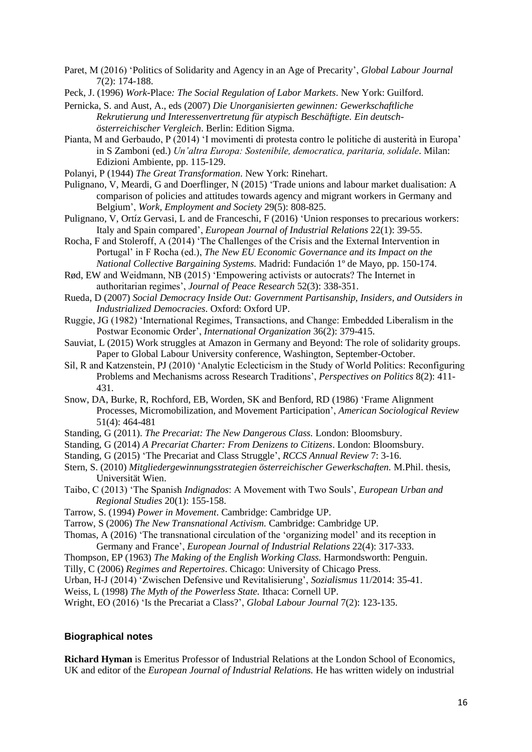Paret, M (2016) 'Politics of Solidarity and Agency in an Age of Precarity', *Global Labour Journal* 7(2): 174-188.

Peck, J. (1996) *Work-*Place*: The Social Regulation of Labor Markets*. New York: Guilford.

Pernicka, S. and Aust, A., eds (2007) *Die Unorganisierten gewinnen: Gewerkschaftliche Rekrutierung und Interessenvertretung für atypisch Beschäftigte. Ein deutsch-österreichischer Vergleich*. Berlin: Edition Sigma.

Pianta, M and Gerbaudo, P (2014) 'I movimenti di protesta contro le politiche di austerità in Europa' in S Zamboni (ed.) *Un'altra Europa: Sostenibile, democratica, paritaria, solidale*. Milan: Edizioni Ambiente, pp. 115-129.

Polanyi, P (1944) *The Great Transformation*. New York: Rinehart.

Pulignano, V, Meardi, G and Doerflinger, N (2015) 'Trade unions and labour market dualisation: A comparison of policies and attitudes towards agency and migrant workers in Germany and Belgium', *Work, Employment and Society* 29(5): 808-825.

Pulignano, V, Ortíz Gervasi, L and de Franceschi, F (2016) 'Union responses to precarious workers: Italy and Spain compared', *European Journal of Industrial Relations* 22(1): 39-55.

Rocha, F and Stoleroff, A (2014) 'The Challenges of the Crisis and the External Intervention in Portugal' in F Rocha (ed.), *The New EU Economic Governance and its Impact on the National Collective Bargaining Systems.* Madrid: Fundación 1º de Mayo, pp. 150-174.

Rød, EW and Weidmann, NB (2015) 'Empowering activists or autocrats? The Internet in authoritarian regimes', *Journal of Peace Research* 52(3): 338-351.

Rueda, D (2007) *Social Democracy Inside Out: Government Partisanship, Insiders, and Outsiders in Industrialized Democracies.* Oxford: Oxford UP.

Ruggie, JG (1982) 'International Regimes, Transactions, and Change: Embedded Liberalism in the Postwar Economic Order', *International Organization* 36(2): 379-415.

Sauviat, L (2015) Work struggles at Amazon in Germany and Beyond: The role of solidarity groups. Paper to Global Labour University conference, Washington, September-October.

Sil, R and Katzenstein, PJ (2010) 'Analytic Eclecticism in the Study of World Politics: Reconfiguring Problems and Mechanisms across Research Traditions', *Perspectives on Politics* 8(2): 411-431.

Snow, DA, Burke, R, Rochford, EB, Worden, SK and Benford, RD (1986) 'Frame Alignment Processes, Micromobilization, and Movement Participation', *American Sociological Review* 51(4): 464-481

Standing, G (2011). *The Precariat: The New Dangerous Class.* London: Bloomsbury.

Standing, G (2014) *A Precariat Charter: From Denizens to Citizens*. London: Bloomsbury.

Standing, G (2015) 'The Precariat and Class Struggle', *RCCS Annual Review* 7: 3-16.

Stern, S. (2010) *Mitgliedergewinnungsstrategien österreichischer Gewerkschaften.* M.Phil. thesis, Universität Wien.

Taibo, C (2013) 'The Spanish *Indignados*: A Movement with Two Souls', *European Urban and Regional Studies* 20(1): 155-158.

Tarrow, S. (1994) *Power in Movement*. Cambridge: Cambridge UP.

Tarrow, S (2006) *The New Transnational Activism.* Cambridge: Cambridge UP.

Thomas, A (2016) 'The transnational circulation of the 'organizing model' and its reception in Germany and France', *European Journal of Industrial Relations* 22(4): 317-333.

Thompson, EP (1963) *The Making of the English Working Class.* Harmondsworth: Penguin.

Tilly, C (2006) *Regimes and Repertoires*. Chicago: University of Chicago Press.

Urban, H-J (2014) 'Zwischen Defensive und Revitalisierung', *Sozialismus* 11/2014: 35-41.

Weiss, L (1998) *The Myth of the Powerless State.* Ithaca: Cornell UP.

Wright, EO (2016) 'Is the Precariat a Class?', *Global Labour Journal* 7(2): 123-135.

### Biographical notes

**Richard Hyman** is Emeritus Professor of Industrial Relations at the London School of Economics, UK and editor of the *European Journal of Industrial Relations.* He has written widely on industrial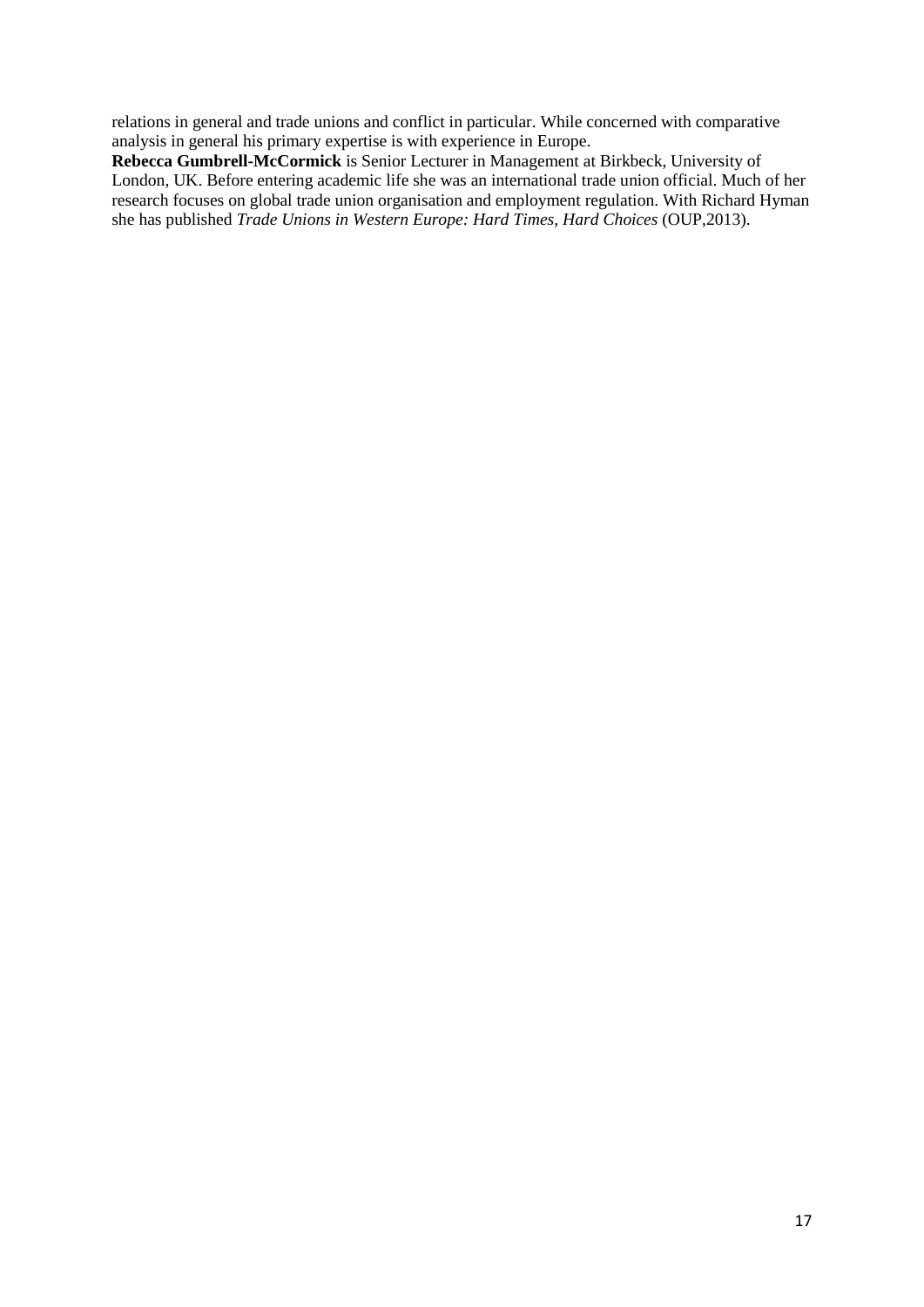relations in general and trade unions and conflict in particular. While concerned with comparative analysis in general his primary expertise is with experience in Europe.

**Rebecca Gumbrell-McCormick** is Senior Lecturer in Management at Birkbeck, University of London, UK. Before entering academic life she was an international trade union official. Much of her research focuses on global trade union organisation and employment regulation. With Richard Hyman she has published *Trade Unions in Western Europe: Hard Times, Hard Choices* (OUP,2013).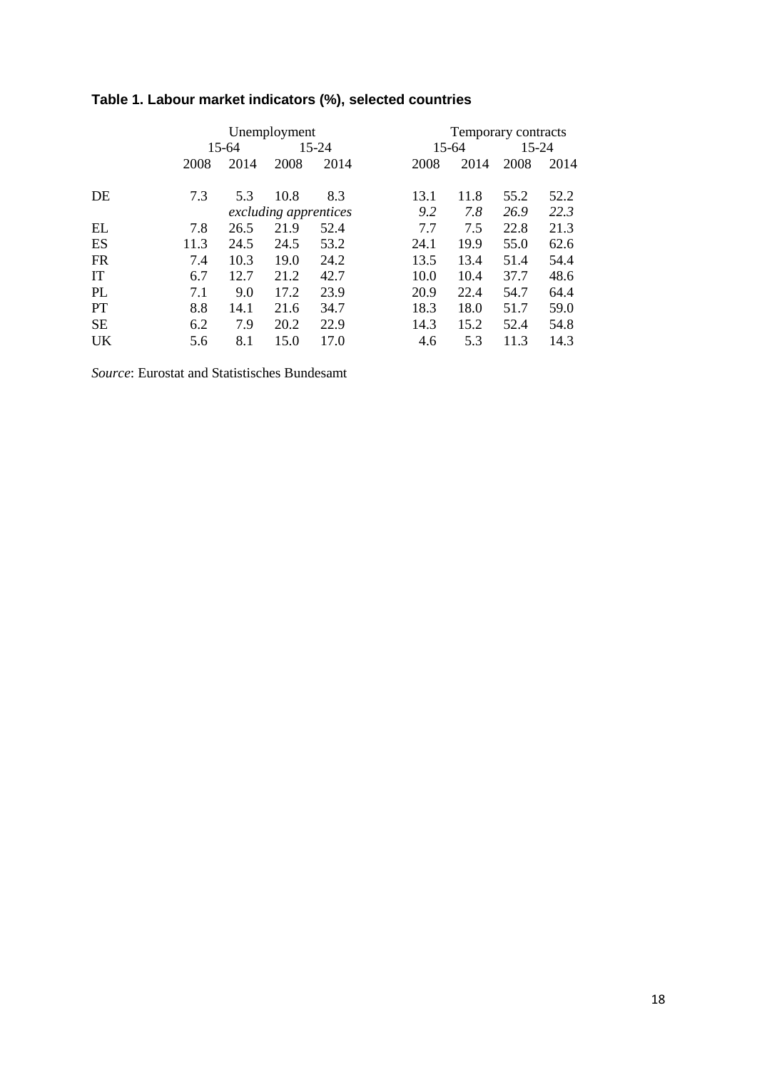**Table 1. Labour market indicators (%), selected countries**

| | Unemployment | | | | Temporary contracts | | | |
|---|---|---|---|---|---|---|---|---|
| | 15-64 | | 15-24 | | 15-64 | | 15-24 | |
| | 2008 | 2014 | 2008 | 2014 | 2008 | 2014 | 2008 | 2014 |
| DE | 7.3 | 5.3 | 10.8 | 8.3 | 13.1 | 11.8 | 55.2 | 52.2 |
| | *excluding apprentices* | | | | *9.2* | *7.8* | *26.9* | *22.3* |
| EL | 7.8 | 26.5 | 21.9 | 52.4 | 7.7 | 7.5 | 22.8 | 21.3 |
| ES | 11.3 | 24.5 | 24.5 | 53.2 | 24.1 | 19.9 | 55.0 | 62.6 |
| FR | 7.4 | 10.3 | 19.0 | 24.2 | 13.5 | 13.4 | 51.4 | 54.4 |
| IT | 6.7 | 12.7 | 21.2 | 42.7 | 10.0 | 10.4 | 37.7 | 48.6 |
| PL | 7.1 | 9.0 | 17.2 | 23.9 | 20.9 | 22.4 | 54.7 | 64.4 |
| PT | 8.8 | 14.1 | 21.6 | 34.7 | 18.3 | 18.0 | 51.7 | 59.0 |
| SE | 6.2 | 7.9 | 20.2 | 22.9 | 14.3 | 15.2 | 52.4 | 54.8 |
| UK | 5.6 | 8.1 | 15.0 | 17.0 | 4.6 | 5.3 | 11.3 | 14.3 |

*Source*: Eurostat and Statistisches Bundesamt